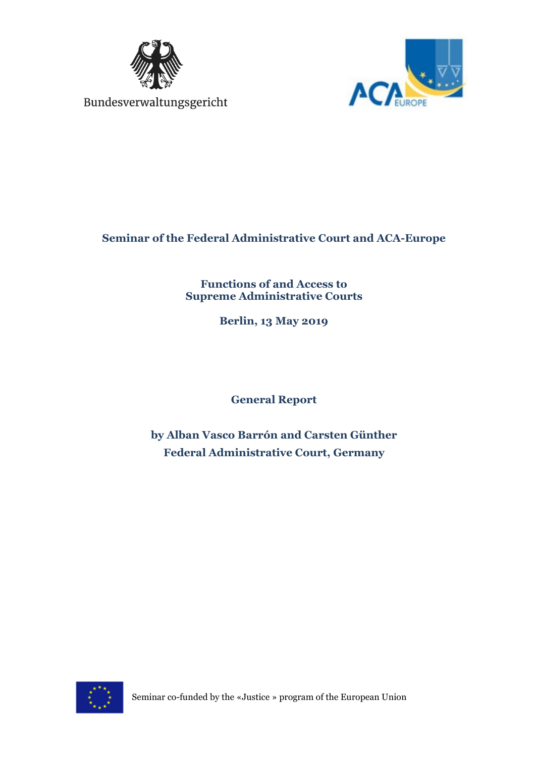Bundesverwaltungsgericht

ACA EUROPE

**Seminar of the Federal Administrative Court and ACA-Europe**

# Functions of and Access to Supreme Administrative Courts

**Berlin, 13 May 2019**

## General Report

**by Alban Vasco Barrón and Carsten Günther**
**Federal Administrative Court, Germany**

Seminar co-funded by the «Justice » program of the European Union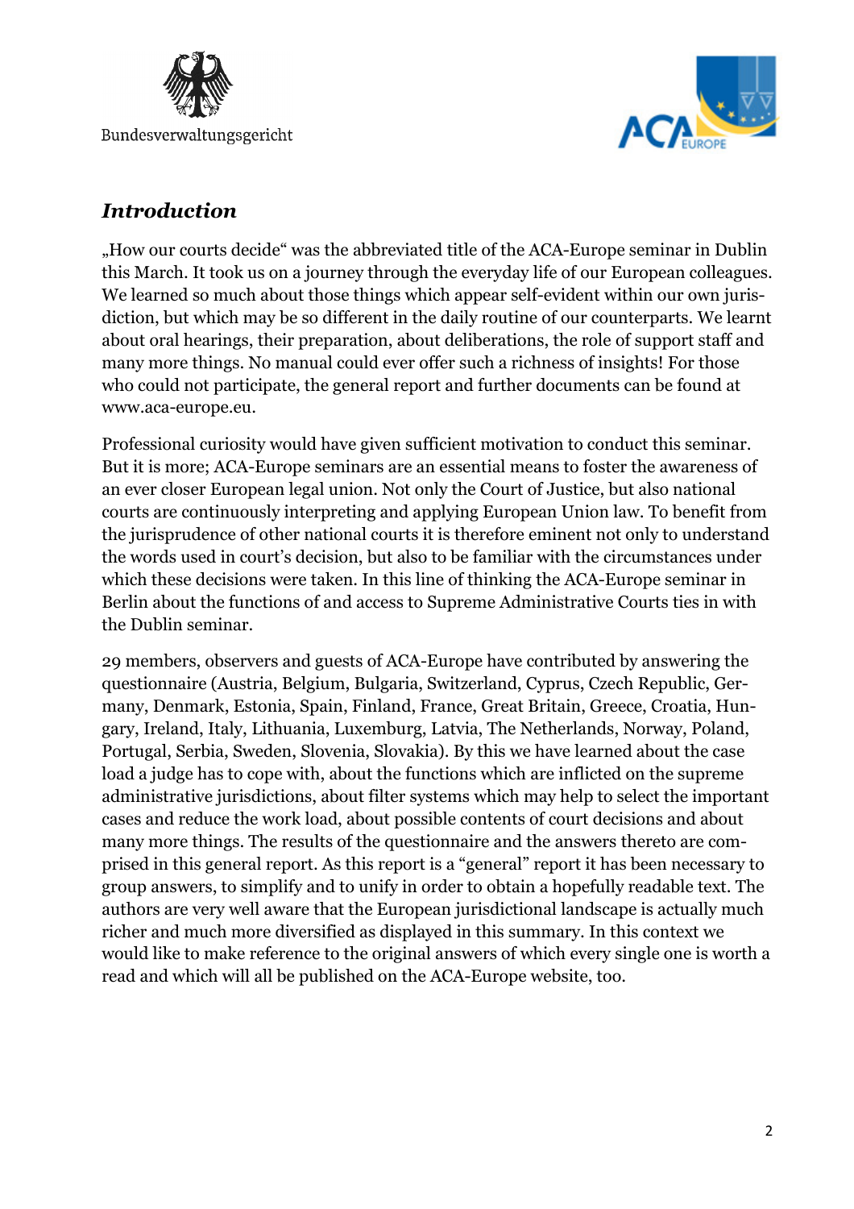## *Introduction*

„How our courts decide“ was the abbreviated title of the ACA-Europe seminar in Dublin this March. It took us on a journey through the everyday life of our European colleagues. We learned so much about those things which appear self-evident within our own jurisdiction, but which may be so different in the daily routine of our counterparts. We learnt about oral hearings, their preparation, about deliberations, the role of support staff and many more things. No manual could ever offer such a richness of insights! For those who could not participate, the general report and further documents can be found at www.aca-europe.eu.

Professional curiosity would have given sufficient motivation to conduct this seminar. But it is more; ACA-Europe seminars are an essential means to foster the awareness of an ever closer European legal union. Not only the Court of Justice, but also national courts are continuously interpreting and applying European Union law. To benefit from the jurisprudence of other national courts it is therefore eminent not only to understand the words used in court's decision, but also to be familiar with the circumstances under which these decisions were taken. In this line of thinking the ACA-Europe seminar in Berlin about the functions of and access to Supreme Administrative Courts ties in with the Dublin seminar.

29 members, observers and guests of ACA-Europe have contributed by answering the questionnaire (Austria, Belgium, Bulgaria, Switzerland, Cyprus, Czech Republic, Germany, Denmark, Estonia, Spain, Finland, France, Great Britain, Greece, Croatia, Hungary, Ireland, Italy, Lithuania, Luxemburg, Latvia, The Netherlands, Norway, Poland, Portugal, Serbia, Sweden, Slovenia, Slovakia). By this we have learned about the case load a judge has to cope with, about the functions which are inflicted on the supreme administrative jurisdictions, about filter systems which may help to select the important cases and reduce the work load, about possible contents of court decisions and about many more things. The results of the questionnaire and the answers thereto are comprised in this general report. As this report is a "general" report it has been necessary to group answers, to simplify and to unify in order to obtain a hopefully readable text. The authors are very well aware that the European jurisdictional landscape is actually much richer and much more diversified as displayed in this summary. In this context we would like to make reference to the original answers of which every single one is worth a read and which will all be published on the ACA-Europe website, too.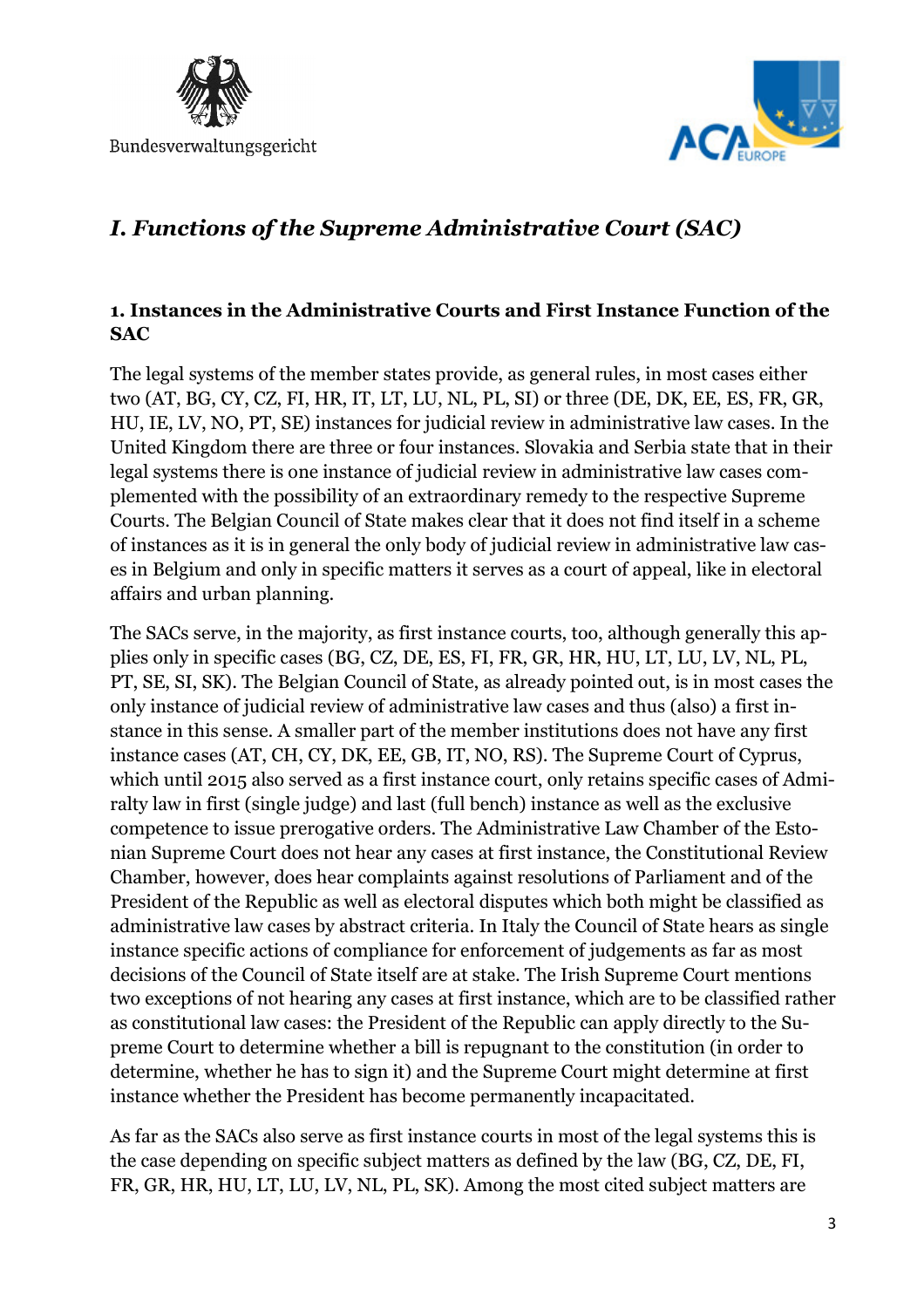## *I. Functions of the Supreme Administrative Court (SAC)*

### 1. Instances in the Administrative Courts and First Instance Function of the SAC

The legal systems of the member states provide, as general rules, in most cases either two (AT, BG, CY, CZ, FI, HR, IT, LT, LU, NL, PL, SI) or three (DE, DK, EE, ES, FR, GR, HU, IE, LV, NO, PT, SE) instances for judicial review in administrative law cases. In the United Kingdom there are three or four instances. Slovakia and Serbia state that in their legal systems there is one instance of judicial review in administrative law cases complemented with the possibility of an extraordinary remedy to the respective Supreme Courts. The Belgian Council of State makes clear that it does not find itself in a scheme of instances as it is in general the only body of judicial review in administrative law cases in Belgium and only in specific matters it serves as a court of appeal, like in electoral affairs and urban planning.

The SACs serve, in the majority, as first instance courts, too, although generally this applies only in specific cases (BG, CZ, DE, ES, FI, FR, GR, HR, HU, LT, LU, LV, NL, PL, PT, SE, SI, SK). The Belgian Council of State, as already pointed out, is in most cases the only instance of judicial review of administrative law cases and thus (also) a first instance in this sense. A smaller part of the member institutions does not have any first instance cases (AT, CH, CY, DK, EE, GB, IT, NO, RS). The Supreme Court of Cyprus, which until 2015 also served as a first instance court, only retains specific cases of Admiralty law in first (single judge) and last (full bench) instance as well as the exclusive competence to issue prerogative orders. The Administrative Law Chamber of the Estonian Supreme Court does not hear any cases at first instance, the Constitutional Review Chamber, however, does hear complaints against resolutions of Parliament and of the President of the Republic as well as electoral disputes which both might be classified as administrative law cases by abstract criteria. In Italy the Council of State hears as single instance specific actions of compliance for enforcement of judgements as far as most decisions of the Council of State itself are at stake. The Irish Supreme Court mentions two exceptions of not hearing any cases at first instance, which are to be classified rather as constitutional law cases: the President of the Republic can apply directly to the Supreme Court to determine whether a bill is repugnant to the constitution (in order to determine, whether he has to sign it) and the Supreme Court might determine at first instance whether the President has become permanently incapacitated.

As far as the SACs also serve as first instance courts in most of the legal systems this is the case depending on specific subject matters as defined by the law (BG, CZ, DE, FI, FR, GR, HR, HU, LT, LU, LV, NL, PL, SK). Among the most cited subject matters are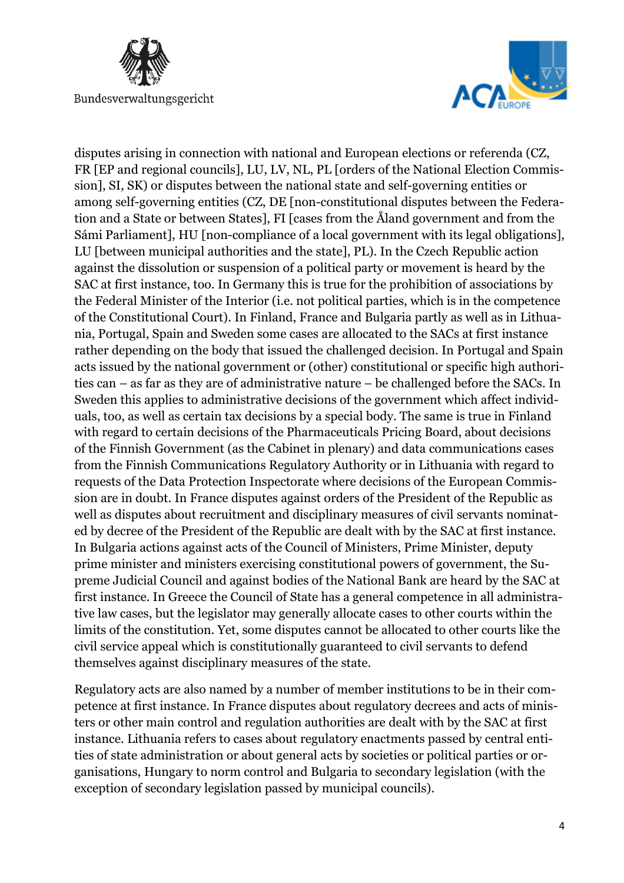disputes arising in connection with national and European elections or referenda (CZ, FR [EP and regional councils], LU, LV, NL, PL [orders of the National Election Commission], SI, SK) or disputes between the national state and self-governing entities or among self-governing entities (CZ, DE [non-constitutional disputes between the Federation and a State or between States], FI [cases from the Åland government and from the Sámi Parliament], HU [non-compliance of a local government with its legal obligations], LU [between municipal authorities and the state], PL). In the Czech Republic action against the dissolution or suspension of a political party or movement is heard by the SAC at first instance, too. In Germany this is true for the prohibition of associations by the Federal Minister of the Interior (i.e. not political parties, which is in the competence of the Constitutional Court). In Finland, France and Bulgaria partly as well as in Lithuania, Portugal, Spain and Sweden some cases are allocated to the SACs at first instance rather depending on the body that issued the challenged decision. In Portugal and Spain acts issued by the national government or (other) constitutional or specific high authorities can – as far as they are of administrative nature – be challenged before the SACs. In Sweden this applies to administrative decisions of the government which affect individuals, too, as well as certain tax decisions by a special body. The same is true in Finland with regard to certain decisions of the Pharmaceuticals Pricing Board, about decisions of the Finnish Government (as the Cabinet in plenary) and data communications cases from the Finnish Communications Regulatory Authority or in Lithuania with regard to requests of the Data Protection Inspectorate where decisions of the European Commission are in doubt. In France disputes against orders of the President of the Republic as well as disputes about recruitment and disciplinary measures of civil servants nominated by decree of the President of the Republic are dealt with by the SAC at first instance. In Bulgaria actions against acts of the Council of Ministers, Prime Minister, deputy prime minister and ministers exercising constitutional powers of government, the Supreme Judicial Council and against bodies of the National Bank are heard by the SAC at first instance. In Greece the Council of State has a general competence in all administrative law cases, but the legislator may generally allocate cases to other courts within the limits of the constitution. Yet, some disputes cannot be allocated to other courts like the civil service appeal which is constitutionally guaranteed to civil servants to defend themselves against disciplinary measures of the state.

Regulatory acts are also named by a number of member institutions to be in their competence at first instance. In France disputes about regulatory decrees and acts of ministers or other main control and regulation authorities are dealt with by the SAC at first instance. Lithuania refers to cases about regulatory enactments passed by central entities of state administration or about general acts by societies or political parties or organisations, Hungary to norm control and Bulgaria to secondary legislation (with the exception of secondary legislation passed by municipal councils).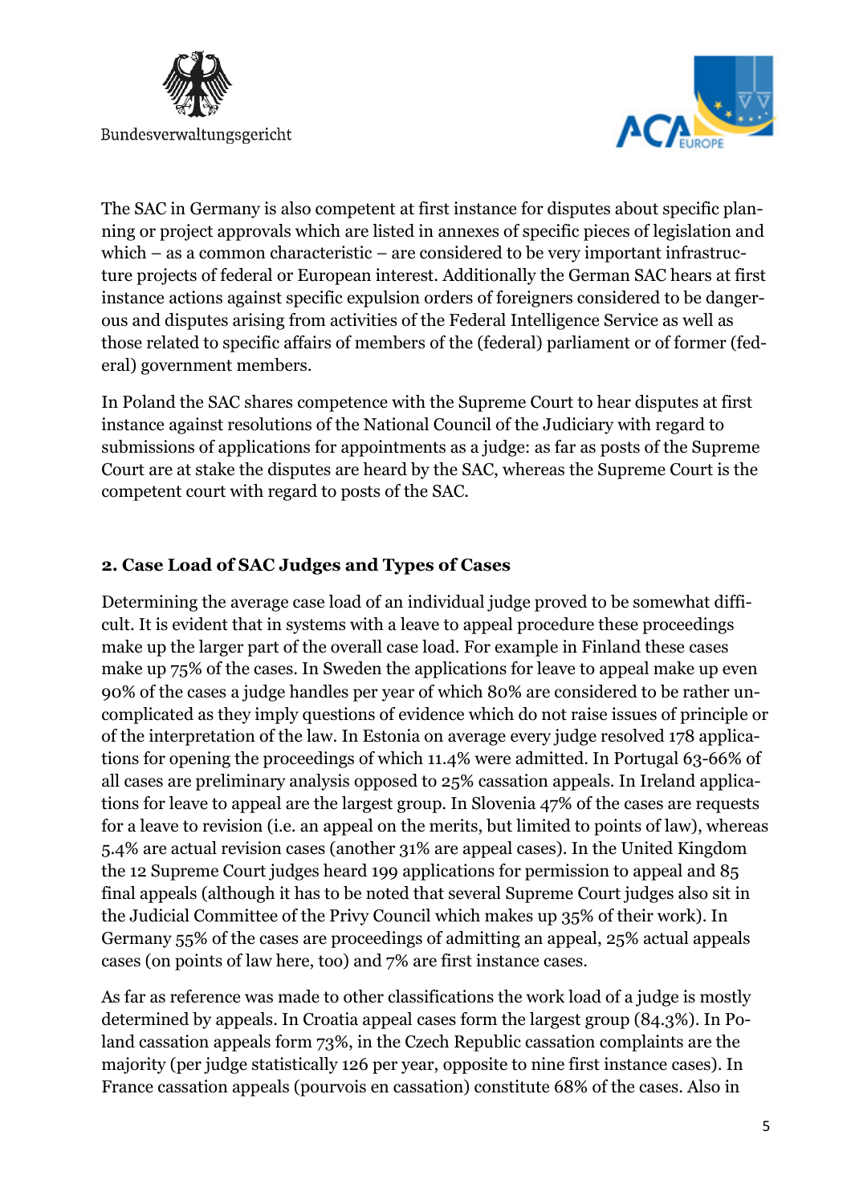The SAC in Germany is also competent at first instance for disputes about specific planning or project approvals which are listed in annexes of specific pieces of legislation and which – as a common characteristic – are considered to be very important infrastructure projects of federal or European interest. Additionally the German SAC hears at first instance actions against specific expulsion orders of foreigners considered to be dangerous and disputes arising from activities of the Federal Intelligence Service as well as those related to specific affairs of members of the (federal) parliament or of former (federal) government members.

In Poland the SAC shares competence with the Supreme Court to hear disputes at first instance against resolutions of the National Council of the Judiciary with regard to submissions of applications for appointments as a judge: as far as posts of the Supreme Court are at stake the disputes are heard by the SAC, whereas the Supreme Court is the competent court with regard to posts of the SAC.

## 2. Case Load of SAC Judges and Types of Cases

Determining the average case load of an individual judge proved to be somewhat difficult. It is evident that in systems with a leave to appeal procedure these proceedings make up the larger part of the overall case load. For example in Finland these cases make up 75% of the cases. In Sweden the applications for leave to appeal make up even 90% of the cases a judge handles per year of which 80% are considered to be rather uncomplicated as they imply questions of evidence which do not raise issues of principle or of the interpretation of the law. In Estonia on average every judge resolved 178 applications for opening the proceedings of which 11.4% were admitted. In Portugal 63-66% of all cases are preliminary analysis opposed to 25% cassation appeals. In Ireland applications for leave to appeal are the largest group. In Slovenia 47% of the cases are requests for a leave to revision (i.e. an appeal on the merits, but limited to points of law), whereas 5.4% are actual revision cases (another 31% are appeal cases). In the United Kingdom the 12 Supreme Court judges heard 199 applications for permission to appeal and 85 final appeals (although it has to be noted that several Supreme Court judges also sit in the Judicial Committee of the Privy Council which makes up 35% of their work). In Germany 55% of the cases are proceedings of admitting an appeal, 25% actual appeals cases (on points of law here, too) and 7% are first instance cases.

As far as reference was made to other classifications the work load of a judge is mostly determined by appeals. In Croatia appeal cases form the largest group (84.3%). In Poland cassation appeals form 73%, in the Czech Republic cassation complaints are the majority (per judge statistically 126 per year, opposite to nine first instance cases). In France cassation appeals (pourvois en cassation) constitute 68% of the cases. Also in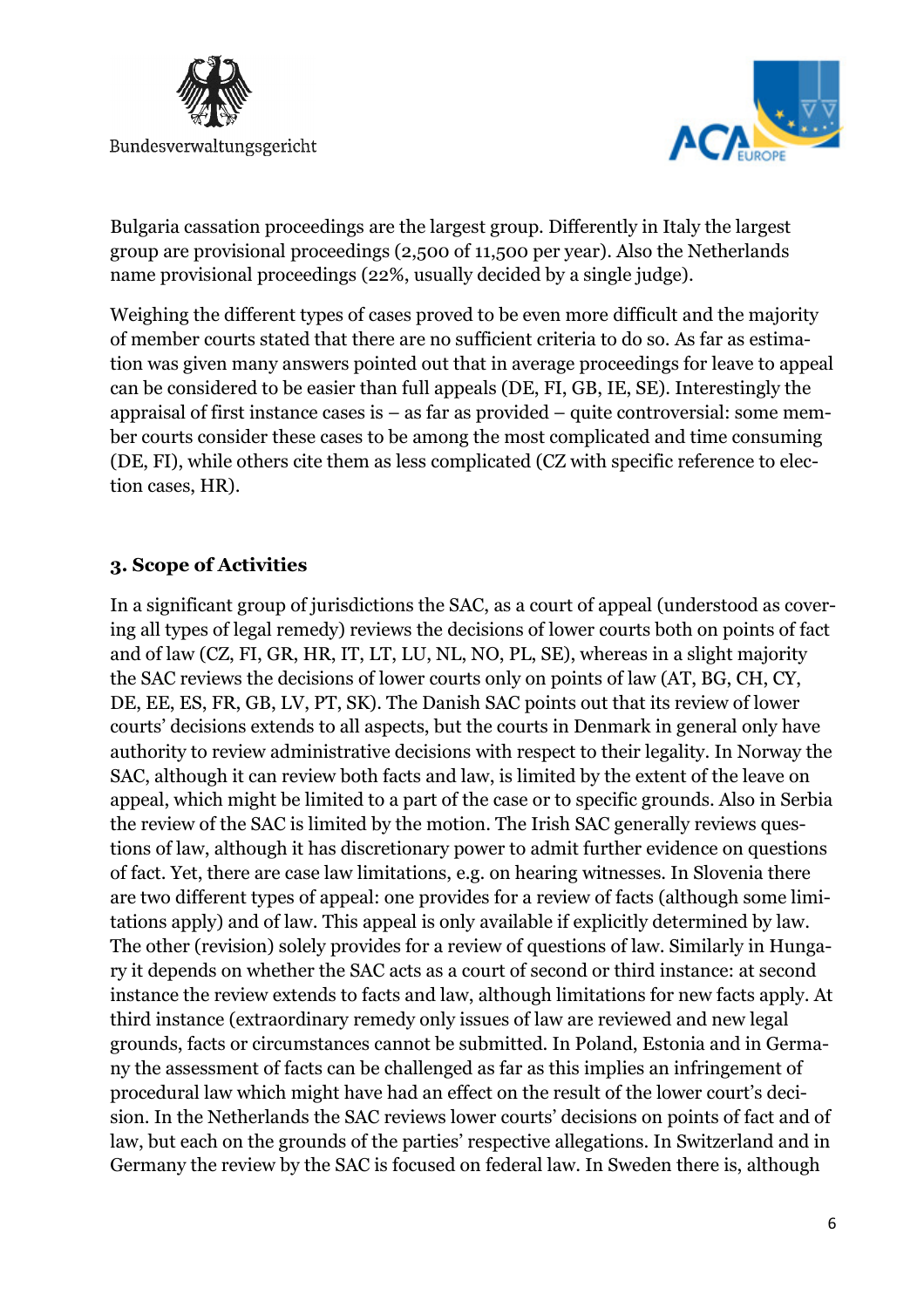Bulgaria cassation proceedings are the largest group. Differently in Italy the largest group are provisional proceedings (2,500 of 11,500 per year). Also the Netherlands name provisional proceedings (22%, usually decided by a single judge).

Weighing the different types of cases proved to be even more difficult and the majority of member courts stated that there are no sufficient criteria to do so. As far as estimation was given many answers pointed out that in average proceedings for leave to appeal can be considered to be easier than full appeals (DE, FI, GB, IE, SE). Interestingly the appraisal of first instance cases is – as far as provided – quite controversial: some member courts consider these cases to be among the most complicated and time consuming (DE, FI), while others cite them as less complicated (CZ with specific reference to election cases, HR).

### 3. Scope of Activities

In a significant group of jurisdictions the SAC, as a court of appeal (understood as covering all types of legal remedy) reviews the decisions of lower courts both on points of fact and of law (CZ, FI, GR, HR, IT, LT, LU, NL, NO, PL, SE), whereas in a slight majority the SAC reviews the decisions of lower courts only on points of law (AT, BG, CH, CY, DE, EE, ES, FR, GB, LV, PT, SK). The Danish SAC points out that its review of lower courts' decisions extends to all aspects, but the courts in Denmark in general only have authority to review administrative decisions with respect to their legality. In Norway the SAC, although it can review both facts and law, is limited by the extent of the leave on appeal, which might be limited to a part of the case or to specific grounds. Also in Serbia the review of the SAC is limited by the motion. The Irish SAC generally reviews questions of law, although it has discretionary power to admit further evidence on questions of fact. Yet, there are case law limitations, e.g. on hearing witnesses. In Slovenia there are two different types of appeal: one provides for a review of facts (although some limitations apply) and of law. This appeal is only available if explicitly determined by law. The other (revision) solely provides for a review of questions of law. Similarly in Hungary it depends on whether the SAC acts as a court of second or third instance: at second instance the review extends to facts and law, although limitations for new facts apply. At third instance (extraordinary remedy only issues of law are reviewed and new legal grounds, facts or circumstances cannot be submitted. In Poland, Estonia and in Germany the assessment of facts can be challenged as far as this implies an infringement of procedural law which might have had an effect on the result of the lower court's decision. In the Netherlands the SAC reviews lower courts' decisions on points of fact and of law, but each on the grounds of the parties' respective allegations. In Switzerland and in Germany the review by the SAC is focused on federal law. In Sweden there is, although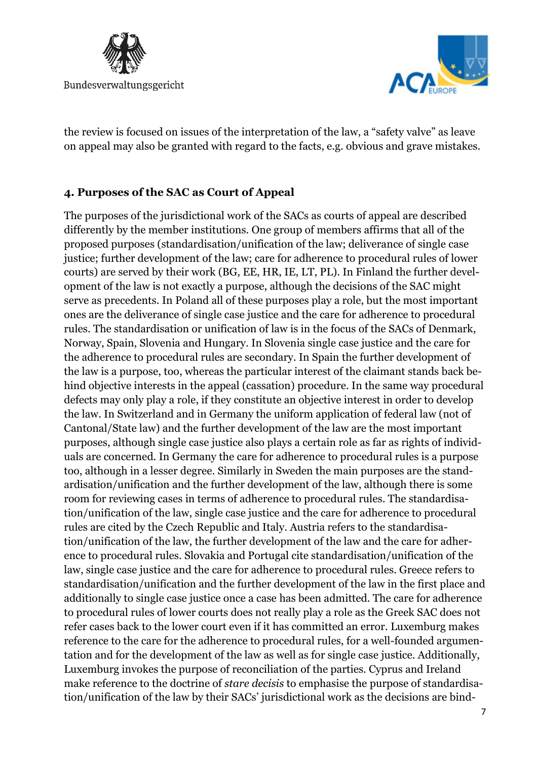the review is focused on issues of the interpretation of the law, a "safety valve" as leave on appeal may also be granted with regard to the facts, e.g. obvious and grave mistakes.

## 4. Purposes of the SAC as Court of Appeal

The purposes of the jurisdictional work of the SACs as courts of appeal are described differently by the member institutions. One group of members affirms that all of the proposed purposes (standardisation/unification of the law; deliverance of single case justice; further development of the law; care for adherence to procedural rules of lower courts) are served by their work (BG, EE, HR, IE, LT, PL). In Finland the further development of the law is not exactly a purpose, although the decisions of the SAC might serve as precedents. In Poland all of these purposes play a role, but the most important ones are the deliverance of single case justice and the care for adherence to procedural rules. The standardisation or unification of law is in the focus of the SACs of Denmark, Norway, Spain, Slovenia and Hungary. In Slovenia single case justice and the care for the adherence to procedural rules are secondary. In Spain the further development of the law is a purpose, too, whereas the particular interest of the claimant stands back behind objective interests in the appeal (cassation) procedure. In the same way procedural defects may only play a role, if they constitute an objective interest in order to develop the law. In Switzerland and in Germany the uniform application of federal law (not of Cantonal/State law) and the further development of the law are the most important purposes, although single case justice also plays a certain role as far as rights of individuals are concerned. In Germany the care for adherence to procedural rules is a purpose too, although in a lesser degree. Similarly in Sweden the main purposes are the standardisation/unification and the further development of the law, although there is some room for reviewing cases in terms of adherence to procedural rules. The standardisation/unification of the law, single case justice and the care for adherence to procedural rules are cited by the Czech Republic and Italy. Austria refers to the standardisation/unification of the law, the further development of the law and the care for adherence to procedural rules. Slovakia and Portugal cite standardisation/unification of the law, single case justice and the care for adherence to procedural rules. Greece refers to standardisation/unification and the further development of the law in the first place and additionally to single case justice once a case has been admitted. The care for adherence to procedural rules of lower courts does not really play a role as the Greek SAC does not refer cases back to the lower court even if it has committed an error. Luxemburg makes reference to the care for the adherence to procedural rules, for a well-founded argumentation and for the development of the law as well as for single case justice. Additionally, Luxemburg invokes the purpose of reconciliation of the parties. Cyprus and Ireland make reference to the doctrine of *stare decisis* to emphasise the purpose of standardisation/unification of the law by their SACs' jurisdictional work as the decisions are bind-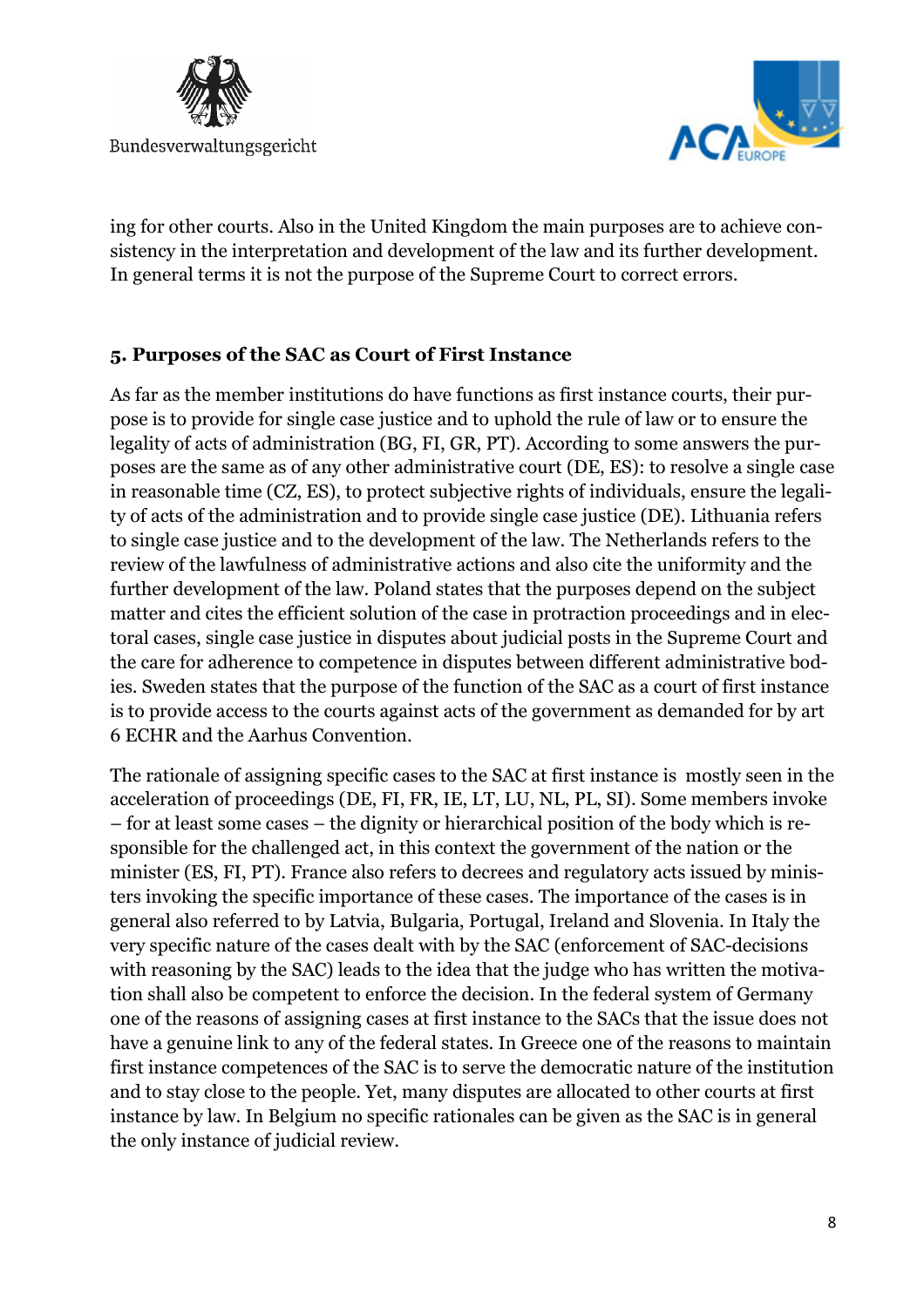ing for other courts. Also in the United Kingdom the main purposes are to achieve consistency in the interpretation and development of the law and its further development. In general terms it is not the purpose of the Supreme Court to correct errors.

## 5. Purposes of the SAC as Court of First Instance

As far as the member institutions do have functions as first instance courts, their purpose is to provide for single case justice and to uphold the rule of law or to ensure the legality of acts of administration (BG, FI, GR, PT). According to some answers the purposes are the same as of any other administrative court (DE, ES): to resolve a single case in reasonable time (CZ, ES), to protect subjective rights of individuals, ensure the legality of acts of the administration and to provide single case justice (DE). Lithuania refers to single case justice and to the development of the law. The Netherlands refers to the review of the lawfulness of administrative actions and also cite the uniformity and the further development of the law. Poland states that the purposes depend on the subject matter and cites the efficient solution of the case in protraction proceedings and in electoral cases, single case justice in disputes about judicial posts in the Supreme Court and the care for adherence to competence in disputes between different administrative bodies. Sweden states that the purpose of the function of the SAC as a court of first instance is to provide access to the courts against acts of the government as demanded for by art 6 ECHR and the Aarhus Convention.

The rationale of assigning specific cases to the SAC at first instance is mostly seen in the acceleration of proceedings (DE, FI, FR, IE, LT, LU, NL, PL, SI). Some members invoke – for at least some cases – the dignity or hierarchical position of the body which is responsible for the challenged act, in this context the government of the nation or the minister (ES, FI, PT). France also refers to decrees and regulatory acts issued by ministers invoking the specific importance of these cases. The importance of the cases is in general also referred to by Latvia, Bulgaria, Portugal, Ireland and Slovenia. In Italy the very specific nature of the cases dealt with by the SAC (enforcement of SAC-decisions with reasoning by the SAC) leads to the idea that the judge who has written the motivation shall also be competent to enforce the decision. In the federal system of Germany one of the reasons of assigning cases at first instance to the SACs that the issue does not have a genuine link to any of the federal states. In Greece one of the reasons to maintain first instance competences of the SAC is to serve the democratic nature of the institution and to stay close to the people. Yet, many disputes are allocated to other courts at first instance by law. In Belgium no specific rationales can be given as the SAC is in general the only instance of judicial review.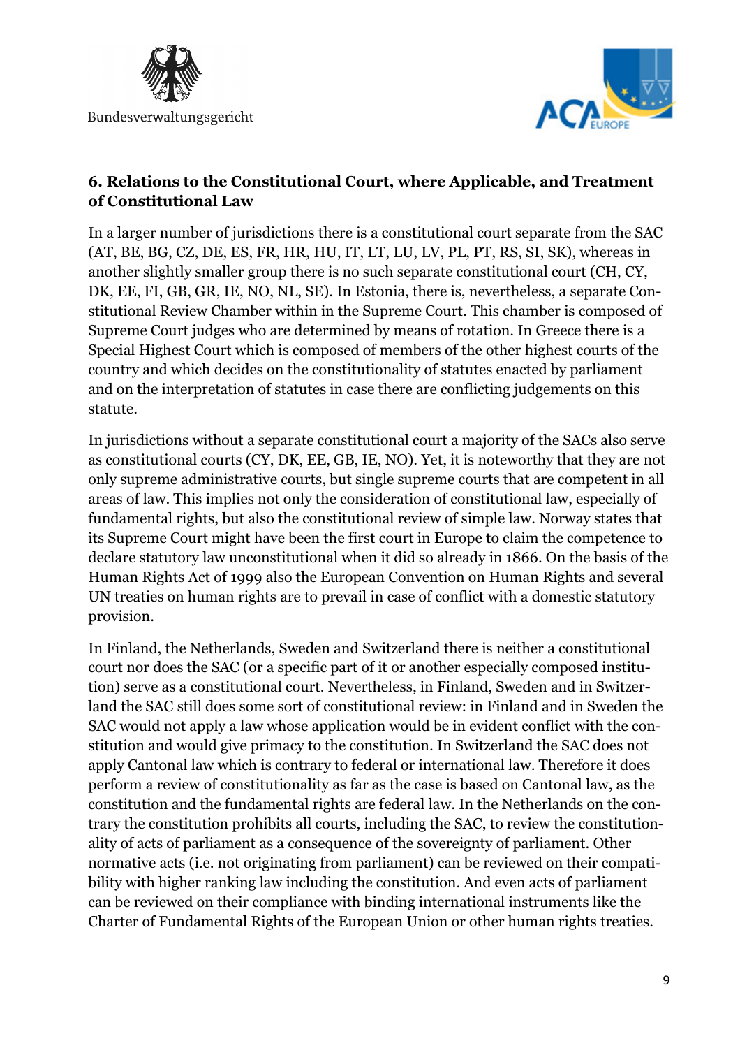### 6. Relations to the Constitutional Court, where Applicable, and Treatment of Constitutional Law

In a larger number of jurisdictions there is a constitutional court separate from the SAC (AT, BE, BG, CZ, DE, ES, FR, HR, HU, IT, LT, LU, LV, PL, PT, RS, SI, SK), whereas in another slightly smaller group there is no such separate constitutional court (CH, CY, DK, EE, FI, GB, GR, IE, NO, NL, SE). In Estonia, there is, nevertheless, a separate Constitutional Review Chamber within in the Supreme Court. This chamber is composed of Supreme Court judges who are determined by means of rotation. In Greece there is a Special Highest Court which is composed of members of the other highest courts of the country and which decides on the constitutionality of statutes enacted by parliament and on the interpretation of statutes in case there are conflicting judgements on this statute.

In jurisdictions without a separate constitutional court a majority of the SACs also serve as constitutional courts (CY, DK, EE, GB, IE, NO). Yet, it is noteworthy that they are not only supreme administrative courts, but single supreme courts that are competent in all areas of law. This implies not only the consideration of constitutional law, especially of fundamental rights, but also the constitutional review of simple law. Norway states that its Supreme Court might have been the first court in Europe to claim the competence to declare statutory law unconstitutional when it did so already in 1866. On the basis of the Human Rights Act of 1999 also the European Convention on Human Rights and several UN treaties on human rights are to prevail in case of conflict with a domestic statutory provision.

In Finland, the Netherlands, Sweden and Switzerland there is neither a constitutional court nor does the SAC (or a specific part of it or another especially composed institution) serve as a constitutional court. Nevertheless, in Finland, Sweden and in Switzerland the SAC still does some sort of constitutional review: in Finland and in Sweden the SAC would not apply a law whose application would be in evident conflict with the constitution and would give primacy to the constitution. In Switzerland the SAC does not apply Cantonal law which is contrary to federal or international law. Therefore it does perform a review of constitutionality as far as the case is based on Cantonal law, as the constitution and the fundamental rights are federal law. In the Netherlands on the contrary the constitution prohibits all courts, including the SAC, to review the constitutionality of acts of parliament as a consequence of the sovereignty of parliament. Other normative acts (i.e. not originating from parliament) can be reviewed on their compatibility with higher ranking law including the constitution. And even acts of parliament can be reviewed on their compliance with binding international instruments like the Charter of Fundamental Rights of the European Union or other human rights treaties.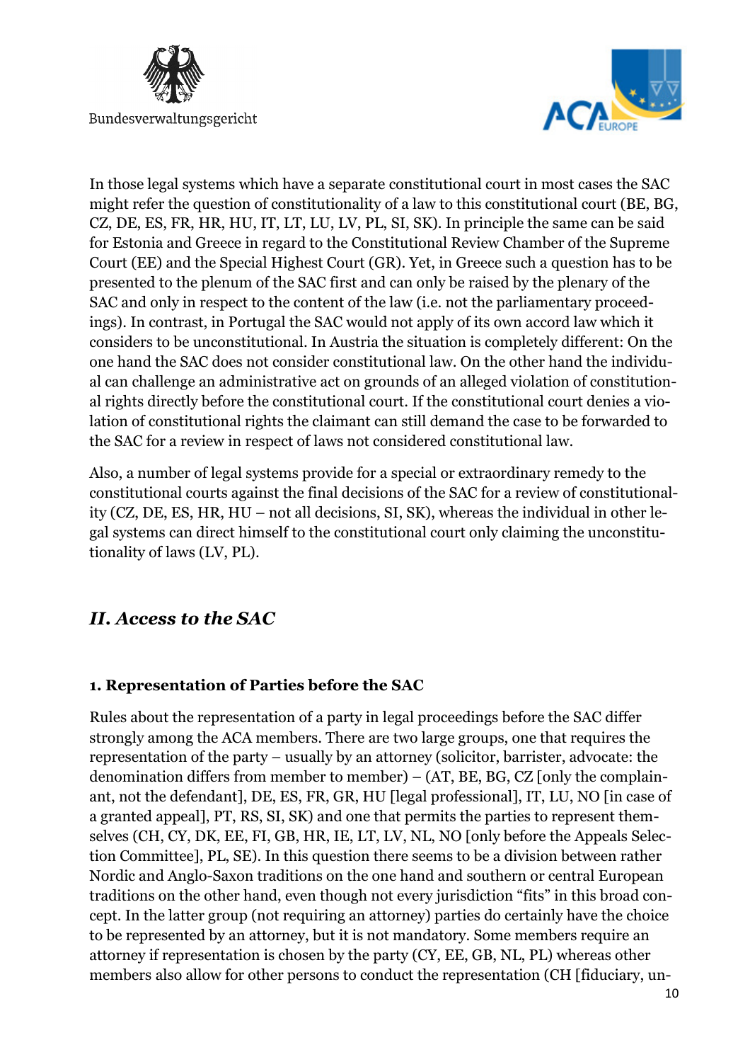In those legal systems which have a separate constitutional court in most cases the SAC might refer the question of constitutionality of a law to this constitutional court (BE, BG, CZ, DE, ES, FR, HR, HU, IT, LT, LU, LV, PL, SI, SK). In principle the same can be said for Estonia and Greece in regard to the Constitutional Review Chamber of the Supreme Court (EE) and the Special Highest Court (GR). Yet, in Greece such a question has to be presented to the plenum of the SAC first and can only be raised by the plenary of the SAC and only in respect to the content of the law (i.e. not the parliamentary proceedings). In contrast, in Portugal the SAC would not apply of its own accord law which it considers to be unconstitutional. In Austria the situation is completely different: On the one hand the SAC does not consider constitutional law. On the other hand the individual can challenge an administrative act on grounds of an alleged violation of constitutional rights directly before the constitutional court. If the constitutional court denies a violation of constitutional rights the claimant can still demand the case to be forwarded to the SAC for a review in respect of laws not considered constitutional law.

Also, a number of legal systems provide for a special or extraordinary remedy to the constitutional courts against the final decisions of the SAC for a review of constitutionality (CZ, DE, ES, HR, HU – not all decisions, SI, SK), whereas the individual in other legal systems can direct himself to the constitutional court only claiming the unconstitutionality of laws (LV, PL).

## *II. Access to the SAC*

### 1. Representation of Parties before the SAC

Rules about the representation of a party in legal proceedings before the SAC differ strongly among the ACA members. There are two large groups, one that requires the representation of the party – usually by an attorney (solicitor, barrister, advocate: the denomination differs from member to member) – (AT, BE, BG, CZ [only the complainant, not the defendant], DE, ES, FR, GR, HU [legal professional], IT, LU, NO [in case of a granted appeal], PT, RS, SI, SK) and one that permits the parties to represent themselves (CH, CY, DK, EE, FI, GB, HR, IE, LT, LV, NL, NO [only before the Appeals Selection Committee], PL, SE). In this question there seems to be a division between rather Nordic and Anglo-Saxon traditions on the one hand and southern or central European traditions on the other hand, even though not every jurisdiction "fits" in this broad concept. In the latter group (not requiring an attorney) parties do certainly have the choice to be represented by an attorney, but it is not mandatory. Some members require an attorney if representation is chosen by the party (CY, EE, GB, NL, PL) whereas other members also allow for other persons to conduct the representation (CH [fiduciary, un-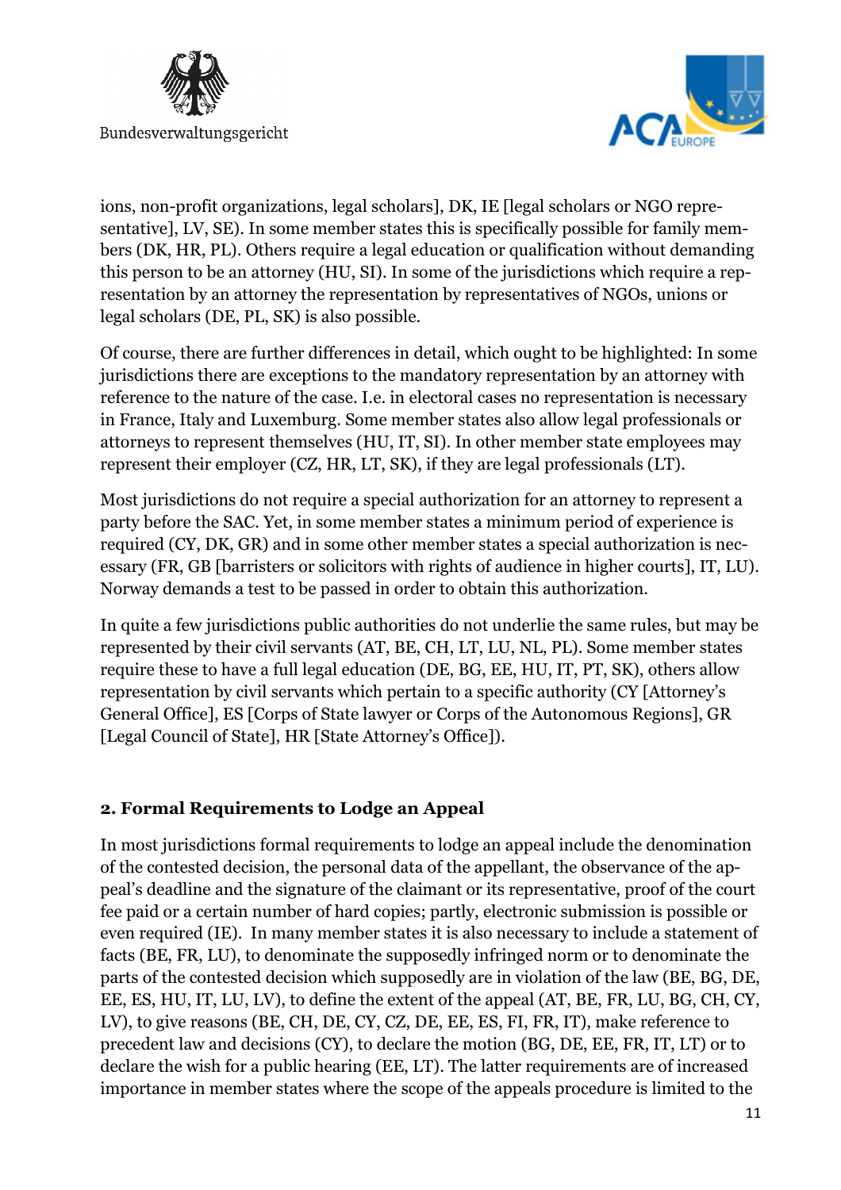ions, non-profit organizations, legal scholars], DK, IE [legal scholars or NGO representative], LV, SE). In some member states this is specifically possible for family members (DK, HR, PL). Others require a legal education or qualification without demanding this person to be an attorney (HU, SI). In some of the jurisdictions which require a representation by an attorney the representation by representatives of NGOs, unions or legal scholars (DE, PL, SK) is also possible.

Of course, there are further differences in detail, which ought to be highlighted: In some jurisdictions there are exceptions to the mandatory representation by an attorney with reference to the nature of the case. I.e. in electoral cases no representation is necessary in France, Italy and Luxemburg. Some member states also allow legal professionals or attorneys to represent themselves (HU, IT, SI). In other member state employees may represent their employer (CZ, HR, LT, SK), if they are legal professionals (LT).

Most jurisdictions do not require a special authorization for an attorney to represent a party before the SAC. Yet, in some member states a minimum period of experience is required (CY, DK, GR) and in some other member states a special authorization is necessary (FR, GB [barristers or solicitors with rights of audience in higher courts], IT, LU). Norway demands a test to be passed in order to obtain this authorization.

In quite a few jurisdictions public authorities do not underlie the same rules, but may be represented by their civil servants (AT, BE, CH, LT, LU, NL, PL). Some member states require these to have a full legal education (DE, BG, EE, HU, IT, PT, SK), others allow representation by civil servants which pertain to a specific authority (CY [Attorney's General Office], ES [Corps of State lawyer or Corps of the Autonomous Regions], GR [Legal Council of State], HR [State Attorney's Office]).

## 2. Formal Requirements to Lodge an Appeal

In most jurisdictions formal requirements to lodge an appeal include the denomination of the contested decision, the personal data of the appellant, the observance of the appeal's deadline and the signature of the claimant or its representative, proof of the court fee paid or a certain number of hard copies; partly, electronic submission is possible or even required (IE). In many member states it is also necessary to include a statement of facts (BE, FR, LU), to denominate the supposedly infringed norm or to denominate the parts of the contested decision which supposedly are in violation of the law (BE, BG, DE, EE, ES, HU, IT, LU, LV), to define the extent of the appeal (AT, BE, FR, LU, BG, CH, CY, LV), to give reasons (BE, CH, DE, CY, CZ, DE, EE, ES, FI, FR, IT), make reference to precedent law and decisions (CY), to declare the motion (BG, DE, EE, FR, IT, LT) or to declare the wish for a public hearing (EE, LT). The latter requirements are of increased importance in member states where the scope of the appeals procedure is limited to the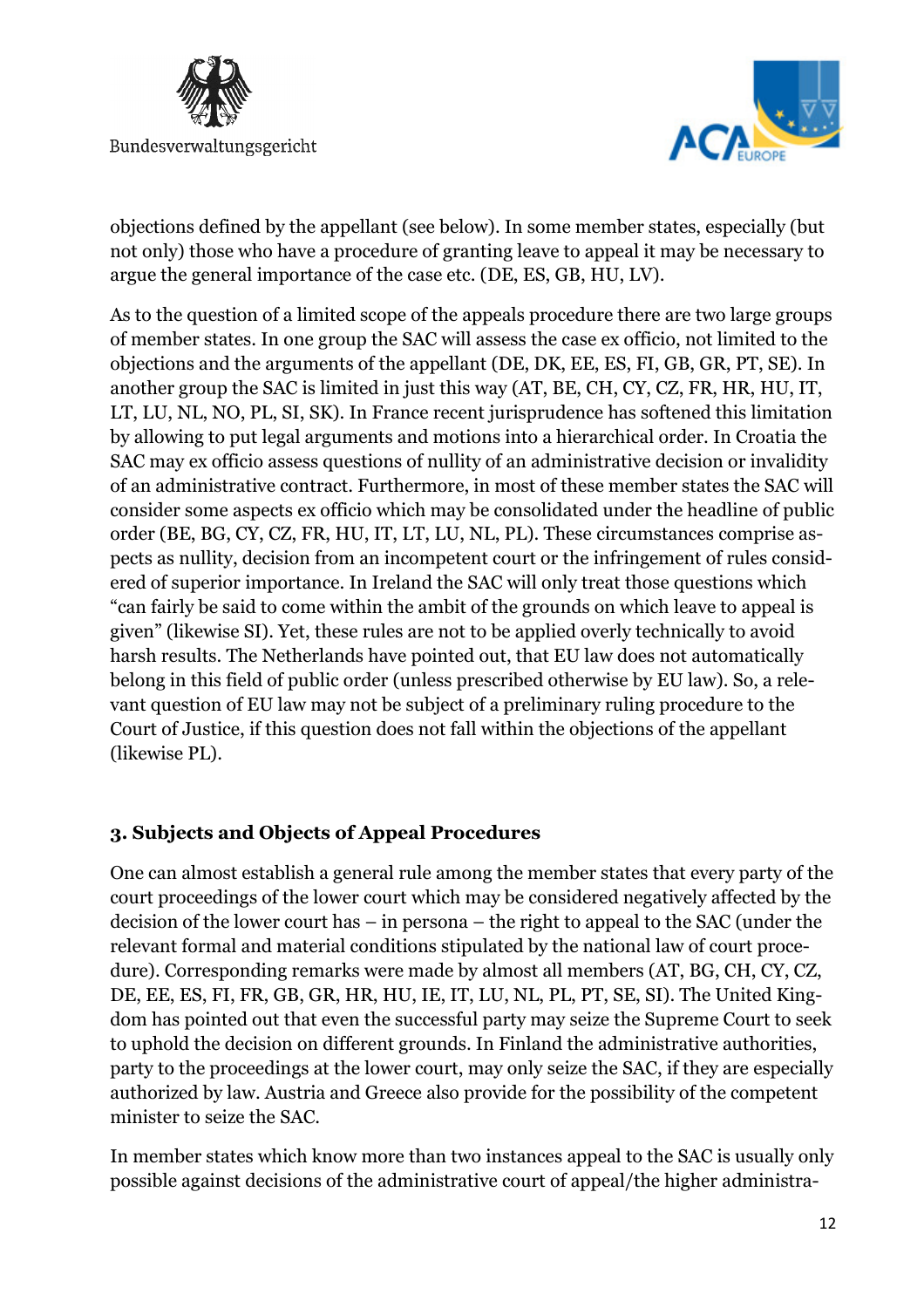objections defined by the appellant (see below). In some member states, especially (but not only) those who have a procedure of granting leave to appeal it may be necessary to argue the general importance of the case etc. (DE, ES, GB, HU, LV).

As to the question of a limited scope of the appeals procedure there are two large groups of member states. In one group the SAC will assess the case ex officio, not limited to the objections and the arguments of the appellant (DE, DK, EE, ES, FI, GB, GR, PT, SE). In another group the SAC is limited in just this way (AT, BE, CH, CY, CZ, FR, HR, HU, IT, LT, LU, NL, NO, PL, SI, SK). In France recent jurisprudence has softened this limitation by allowing to put legal arguments and motions into a hierarchical order. In Croatia the SAC may ex officio assess questions of nullity of an administrative decision or invalidity of an administrative contract. Furthermore, in most of these member states the SAC will consider some aspects ex officio which may be consolidated under the headline of public order (BE, BG, CY, CZ, FR, HU, IT, LT, LU, NL, PL). These circumstances comprise aspects as nullity, decision from an incompetent court or the infringement of rules considered of superior importance. In Ireland the SAC will only treat those questions which "can fairly be said to come within the ambit of the grounds on which leave to appeal is given" (likewise SI). Yet, these rules are not to be applied overly technically to avoid harsh results. The Netherlands have pointed out, that EU law does not automatically belong in this field of public order (unless prescribed otherwise by EU law). So, a relevant question of EU law may not be subject of a preliminary ruling procedure to the Court of Justice, if this question does not fall within the objections of the appellant (likewise PL).

### 3. Subjects and Objects of Appeal Procedures

One can almost establish a general rule among the member states that every party of the court proceedings of the lower court which may be considered negatively affected by the decision of the lower court has – in persona – the right to appeal to the SAC (under the relevant formal and material conditions stipulated by the national law of court procedure). Corresponding remarks were made by almost all members (AT, BG, CH, CY, CZ, DE, EE, ES, FI, FR, GB, GR, HR, HU, IE, IT, LU, NL, PL, PT, SE, SI). The United Kingdom has pointed out that even the successful party may seize the Supreme Court to seek to uphold the decision on different grounds. In Finland the administrative authorities, party to the proceedings at the lower court, may only seize the SAC, if they are especially authorized by law. Austria and Greece also provide for the possibility of the competent minister to seize the SAC.

In member states which know more than two instances appeal to the SAC is usually only possible against decisions of the administrative court of appeal/the higher administra-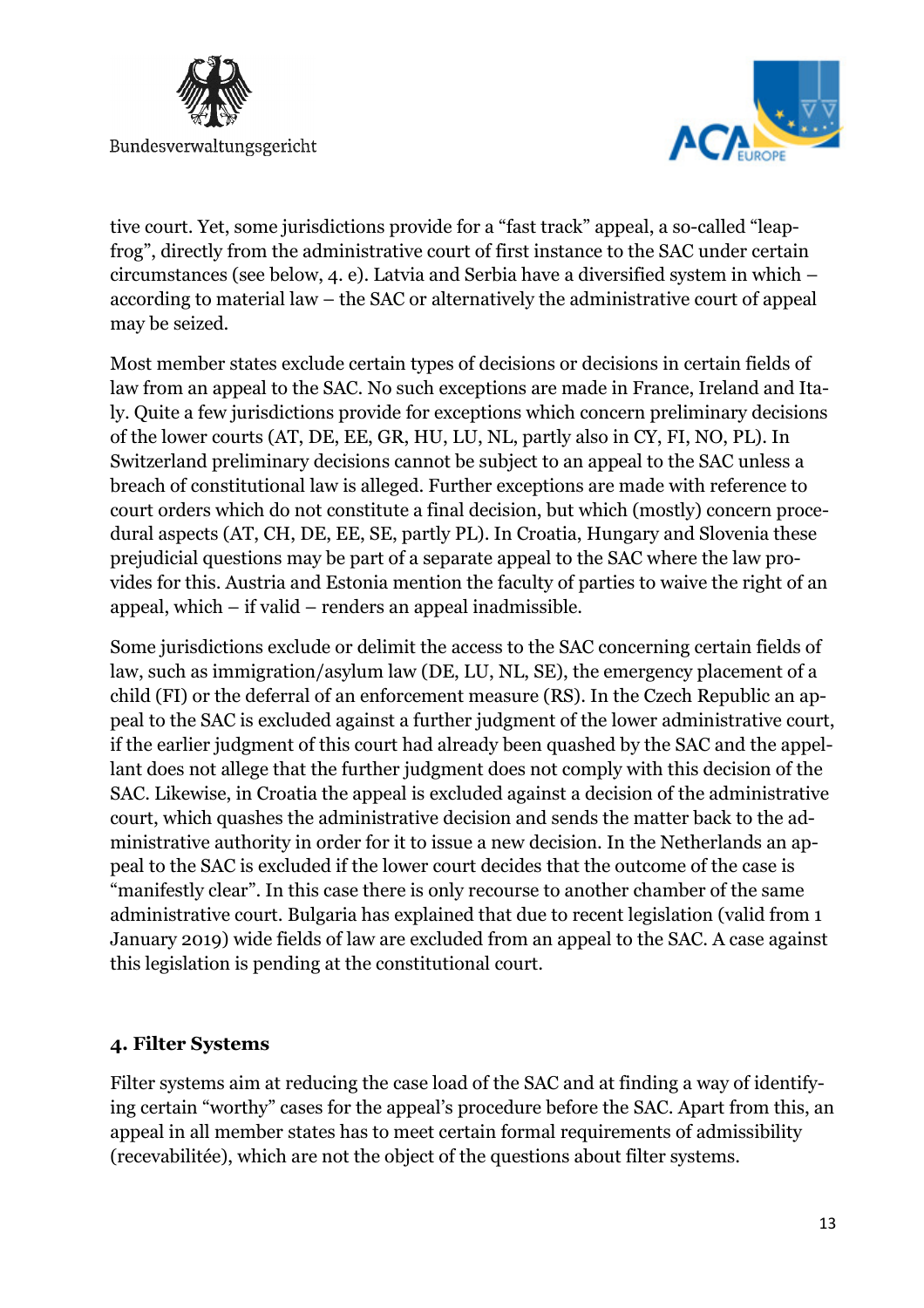tive court. Yet, some jurisdictions provide for a "fast track" appeal, a so-called "leap-frog", directly from the administrative court of first instance to the SAC under certain circumstances (see below, 4. e). Latvia and Serbia have a diversified system in which – according to material law – the SAC or alternatively the administrative court of appeal may be seized.

Most member states exclude certain types of decisions or decisions in certain fields of law from an appeal to the SAC. No such exceptions are made in France, Ireland and Italy. Quite a few jurisdictions provide for exceptions which concern preliminary decisions of the lower courts (AT, DE, EE, GR, HU, LU, NL, partly also in CY, FI, NO, PL). In Switzerland preliminary decisions cannot be subject to an appeal to the SAC unless a breach of constitutional law is alleged. Further exceptions are made with reference to court orders which do not constitute a final decision, but which (mostly) concern procedural aspects (AT, CH, DE, EE, SE, partly PL). In Croatia, Hungary and Slovenia these prejudicial questions may be part of a separate appeal to the SAC where the law provides for this. Austria and Estonia mention the faculty of parties to waive the right of an appeal, which – if valid – renders an appeal inadmissible.

Some jurisdictions exclude or delimit the access to the SAC concerning certain fields of law, such as immigration/asylum law (DE, LU, NL, SE), the emergency placement of a child (FI) or the deferral of an enforcement measure (RS). In the Czech Republic an appeal to the SAC is excluded against a further judgment of the lower administrative court, if the earlier judgment of this court had already been quashed by the SAC and the appellant does not allege that the further judgment does not comply with this decision of the SAC. Likewise, in Croatia the appeal is excluded against a decision of the administrative court, which quashes the administrative decision and sends the matter back to the administrative authority in order for it to issue a new decision. In the Netherlands an appeal to the SAC is excluded if the lower court decides that the outcome of the case is "manifestly clear". In this case there is only recourse to another chamber of the same administrative court. Bulgaria has explained that due to recent legislation (valid from 1 January 2019) wide fields of law are excluded from an appeal to the SAC. A case against this legislation is pending at the constitutional court.

## 4. Filter Systems

Filter systems aim at reducing the case load of the SAC and at finding a way of identifying certain "worthy" cases for the appeal's procedure before the SAC. Apart from this, an appeal in all member states has to meet certain formal requirements of admissibility (recevabilitée), which are not the object of the questions about filter systems.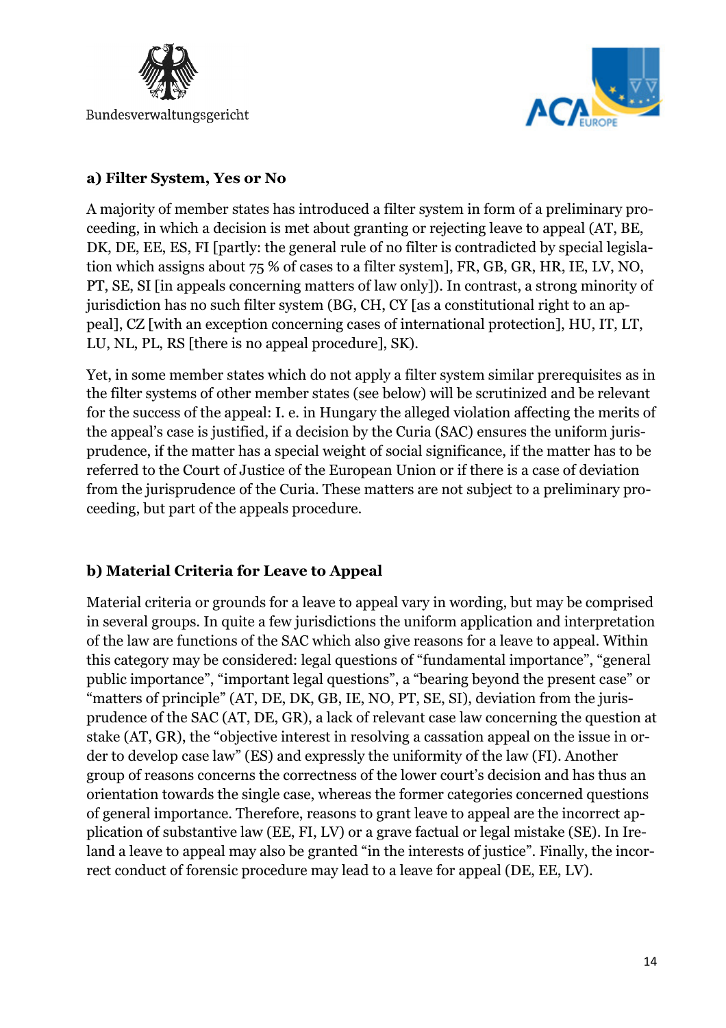### a) Filter System, Yes or No

A majority of member states has introduced a filter system in form of a preliminary proceeding, in which a decision is met about granting or rejecting leave to appeal (AT, BE, DK, DE, EE, ES, FI [partly: the general rule of no filter is contradicted by special legislation which assigns about 75 % of cases to a filter system], FR, GB, GR, HR, IE, LV, NO, PT, SE, SI [in appeals concerning matters of law only]). In contrast, a strong minority of jurisdiction has no such filter system (BG, CH, CY [as a constitutional right to an appeal], CZ [with an exception concerning cases of international protection], HU, IT, LT, LU, NL, PL, RS [there is no appeal procedure], SK).

Yet, in some member states which do not apply a filter system similar prerequisites as in the filter systems of other member states (see below) will be scrutinized and be relevant for the success of the appeal: I. e. in Hungary the alleged violation affecting the merits of the appeal's case is justified, if a decision by the Curia (SAC) ensures the uniform jurisprudence, if the matter has a special weight of social significance, if the matter has to be referred to the Court of Justice of the European Union or if there is a case of deviation from the jurisprudence of the Curia. These matters are not subject to a preliminary proceeding, but part of the appeals procedure.

### b) Material Criteria for Leave to Appeal

Material criteria or grounds for a leave to appeal vary in wording, but may be comprised in several groups. In quite a few jurisdictions the uniform application and interpretation of the law are functions of the SAC which also give reasons for a leave to appeal. Within this category may be considered: legal questions of "fundamental importance", "general public importance", "important legal questions", a "bearing beyond the present case" or "matters of principle" (AT, DE, DK, GB, IE, NO, PT, SE, SI), deviation from the jurisprudence of the SAC (AT, DE, GR), a lack of relevant case law concerning the question at stake (AT, GR), the "objective interest in resolving a cassation appeal on the issue in order to develop case law" (ES) and expressly the uniformity of the law (FI). Another group of reasons concerns the correctness of the lower court's decision and has thus an orientation towards the single case, whereas the former categories concerned questions of general importance. Therefore, reasons to grant leave to appeal are the incorrect application of substantive law (EE, FI, LV) or a grave factual or legal mistake (SE). In Ireland a leave to appeal may also be granted "in the interests of justice". Finally, the incorrect conduct of forensic procedure may lead to a leave for appeal (DE, EE, LV).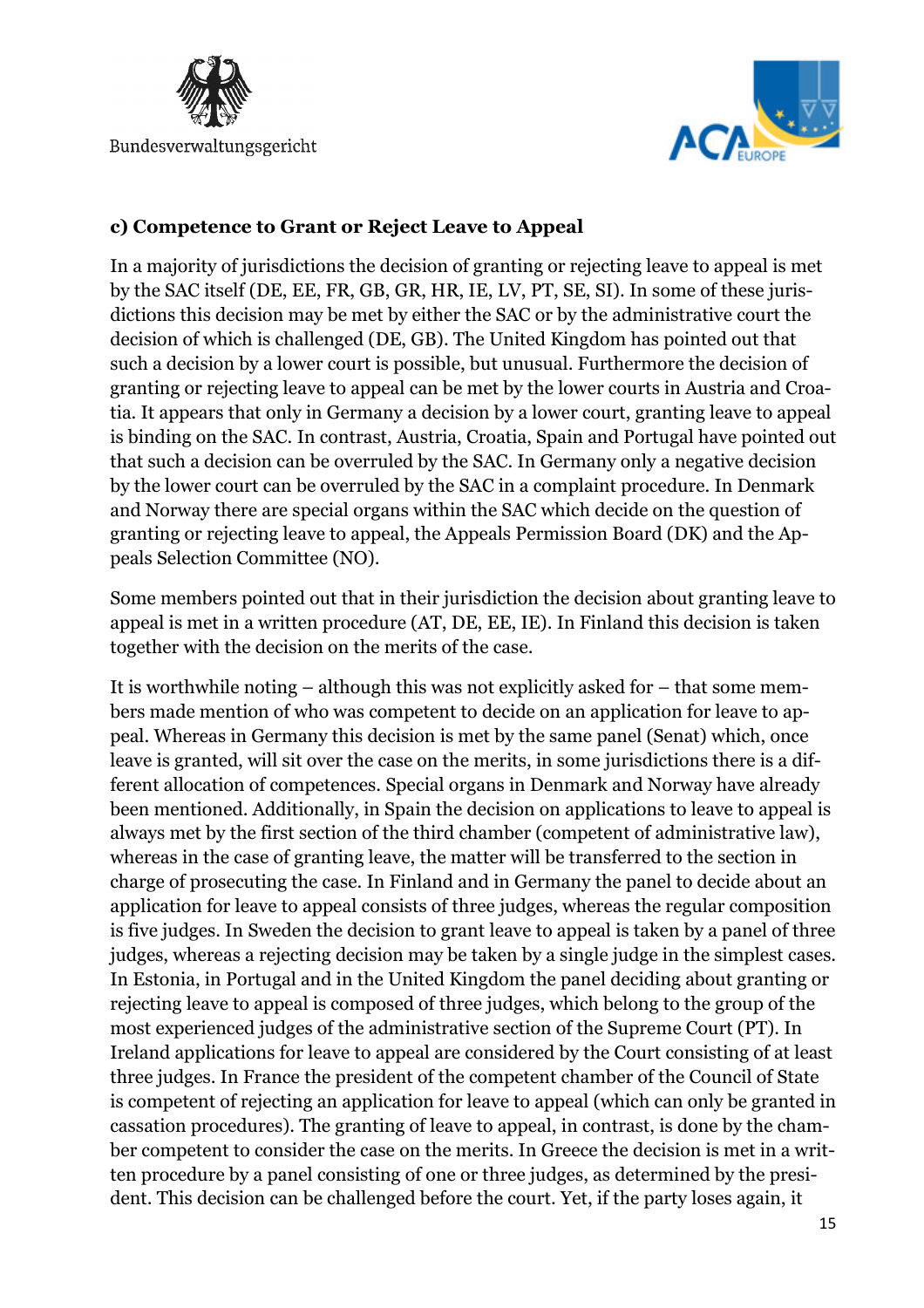### c) Competence to Grant or Reject Leave to Appeal

In a majority of jurisdictions the decision of granting or rejecting leave to appeal is met by the SAC itself (DE, EE, FR, GB, GR, HR, IE, LV, PT, SE, SI). In some of these jurisdictions this decision may be met by either the SAC or by the administrative court the decision of which is challenged (DE, GB). The United Kingdom has pointed out that such a decision by a lower court is possible, but unusual. Furthermore the decision of granting or rejecting leave to appeal can be met by the lower courts in Austria and Croatia. It appears that only in Germany a decision by a lower court, granting leave to appeal is binding on the SAC. In contrast, Austria, Croatia, Spain and Portugal have pointed out that such a decision can be overruled by the SAC. In Germany only a negative decision by the lower court can be overruled by the SAC in a complaint procedure. In Denmark and Norway there are special organs within the SAC which decide on the question of granting or rejecting leave to appeal, the Appeals Permission Board (DK) and the Appeals Selection Committee (NO).

Some members pointed out that in their jurisdiction the decision about granting leave to appeal is met in a written procedure (AT, DE, EE, IE). In Finland this decision is taken together with the decision on the merits of the case.

It is worthwhile noting – although this was not explicitly asked for – that some members made mention of who was competent to decide on an application for leave to appeal. Whereas in Germany this decision is met by the same panel (Senat) which, once leave is granted, will sit over the case on the merits, in some jurisdictions there is a different allocation of competences. Special organs in Denmark and Norway have already been mentioned. Additionally, in Spain the decision on applications to leave to appeal is always met by the first section of the third chamber (competent of administrative law), whereas in the case of granting leave, the matter will be transferred to the section in charge of prosecuting the case. In Finland and in Germany the panel to decide about an application for leave to appeal consists of three judges, whereas the regular composition is five judges. In Sweden the decision to grant leave to appeal is taken by a panel of three judges, whereas a rejecting decision may be taken by a single judge in the simplest cases. In Estonia, in Portugal and in the United Kingdom the panel deciding about granting or rejecting leave to appeal is composed of three judges, which belong to the group of the most experienced judges of the administrative section of the Supreme Court (PT). In Ireland applications for leave to appeal are considered by the Court consisting of at least three judges. In France the president of the competent chamber of the Council of State is competent of rejecting an application for leave to appeal (which can only be granted in cassation procedures). The granting of leave to appeal, in contrast, is done by the chamber competent to consider the case on the merits. In Greece the decision is met in a written procedure by a panel consisting of one or three judges, as determined by the president. This decision can be challenged before the court. Yet, if the party loses again, it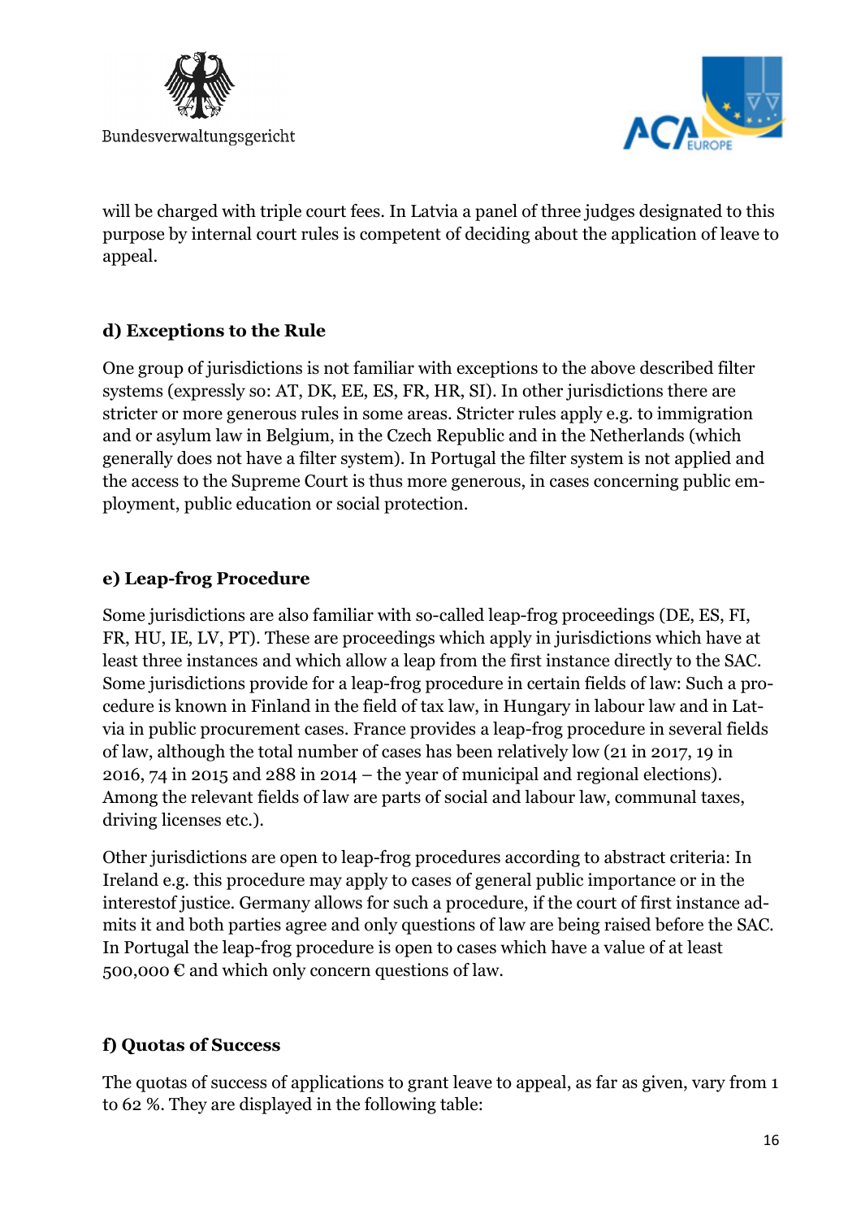will be charged with triple court fees. In Latvia a panel of three judges designated to this purpose by internal court rules is competent of deciding about the application of leave to appeal.

### d) Exceptions to the Rule

One group of jurisdictions is not familiar with exceptions to the above described filter systems (expressly so: AT, DK, EE, ES, FR, HR, SI). In other jurisdictions there are stricter or more generous rules in some areas. Stricter rules apply e.g. to immigration and or asylum law in Belgium, in the Czech Republic and in the Netherlands (which generally does not have a filter system). In Portugal the filter system is not applied and the access to the Supreme Court is thus more generous, in cases concerning public employment, public education or social protection.

### e) Leap-frog Procedure

Some jurisdictions are also familiar with so-called leap-frog proceedings (DE, ES, FI, FR, HU, IE, LV, PT). These are proceedings which apply in jurisdictions which have at least three instances and which allow a leap from the first instance directly to the SAC. Some jurisdictions provide for a leap-frog procedure in certain fields of law: Such a procedure is known in Finland in the field of tax law, in Hungary in labour law and in Latvia in public procurement cases. France provides a leap-frog procedure in several fields of law, although the total number of cases has been relatively low (21 in 2017, 19 in 2016, 74 in 2015 and 288 in 2014 – the year of municipal and regional elections). Among the relevant fields of law are parts of social and labour law, communal taxes, driving licenses etc.).

Other jurisdictions are open to leap-frog procedures according to abstract criteria: In Ireland e.g. this procedure may apply to cases of general public importance or in the interestof justice. Germany allows for such a procedure, if the court of first instance admits it and both parties agree and only questions of law are being raised before the SAC. In Portugal the leap-frog procedure is open to cases which have a value of at least 500,000 € and which only concern questions of law.

### f) Quotas of Success

The quotas of success of applications to grant leave to appeal, as far as given, vary from 1 to 62 %. They are displayed in the following table: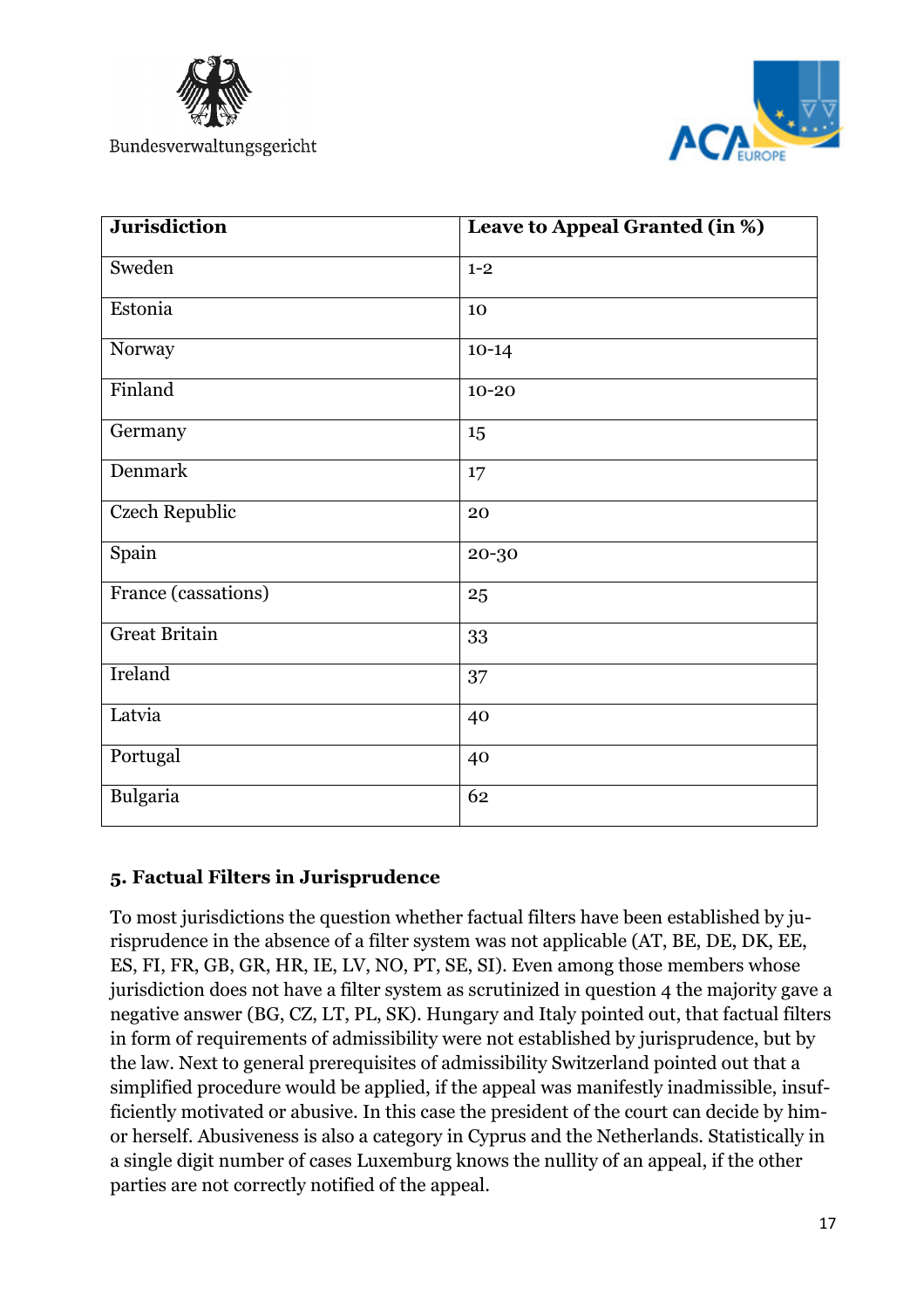| Jurisdiction | Leave to Appeal Granted (in %) |
|---|---|
| Sweden | 1-2 |
| Estonia | 10 |
| Norway | 10-14 |
| Finland | 10-20 |
| Germany | 15 |
| Denmark | 17 |
| Czech Republic | 20 |
| Spain | 20-30 |
| France (cassations) | 25 |
| Great Britain | 33 |
| Ireland | 37 |
| Latvia | 40 |
| Portugal | 40 |
| Bulgaria | 62 |

### 5. Factual Filters in Jurisprudence

To most jurisdictions the question whether factual filters have been established by jurisprudence in the absence of a filter system was not applicable (AT, BE, DE, DK, EE, ES, FI, FR, GB, GR, HR, IE, LV, NO, PT, SE, SI). Even among those members whose jurisdiction does not have a filter system as scrutinized in question 4 the majority gave a negative answer (BG, CZ, LT, PL, SK). Hungary and Italy pointed out, that factual filters in form of requirements of admissibility were not established by jurisprudence, but by the law. Next to general prerequisites of admissibility Switzerland pointed out that a simplified procedure would be applied, if the appeal was manifestly inadmissible, insufficiently motivated or abusive. In this case the president of the court can decide by him- or herself. Abusiveness is also a category in Cyprus and the Netherlands. Statistically in a single digit number of cases Luxemburg knows the nullity of an appeal, if the other parties are not correctly notified of the appeal.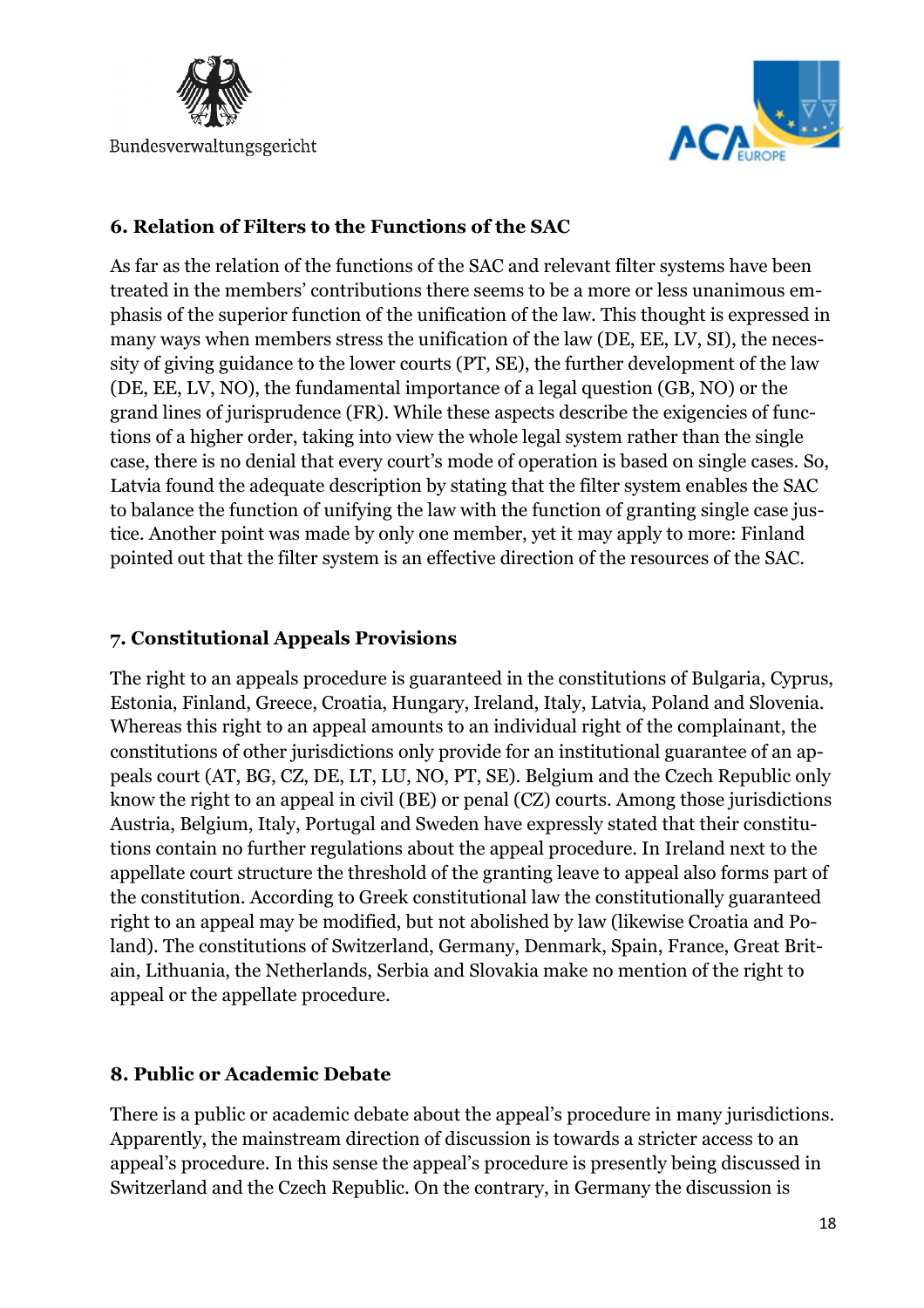## 6. Relation of Filters to the Functions of the SAC

As far as the relation of the functions of the SAC and relevant filter systems have been treated in the members' contributions there seems to be a more or less unanimous emphasis of the superior function of the unification of the law. This thought is expressed in many ways when members stress the unification of the law (DE, EE, LV, SI), the necessity of giving guidance to the lower courts (PT, SE), the further development of the law (DE, EE, LV, NO), the fundamental importance of a legal question (GB, NO) or the grand lines of jurisprudence (FR). While these aspects describe the exigencies of functions of a higher order, taking into view the whole legal system rather than the single case, there is no denial that every court's mode of operation is based on single cases. So, Latvia found the adequate description by stating that the filter system enables the SAC to balance the function of unifying the law with the function of granting single case justice. Another point was made by only one member, yet it may apply to more: Finland pointed out that the filter system is an effective direction of the resources of the SAC.

## 7. Constitutional Appeals Provisions

The right to an appeals procedure is guaranteed in the constitutions of Bulgaria, Cyprus, Estonia, Finland, Greece, Croatia, Hungary, Ireland, Italy, Latvia, Poland and Slovenia. Whereas this right to an appeal amounts to an individual right of the complainant, the constitutions of other jurisdictions only provide for an institutional guarantee of an appeals court (AT, BG, CZ, DE, LT, LU, NO, PT, SE). Belgium and the Czech Republic only know the right to an appeal in civil (BE) or penal (CZ) courts. Among those jurisdictions Austria, Belgium, Italy, Portugal and Sweden have expressly stated that their constitutions contain no further regulations about the appeal procedure. In Ireland next to the appellate court structure the threshold of the granting leave to appeal also forms part of the constitution. According to Greek constitutional law the constitutionally guaranteed right to an appeal may be modified, but not abolished by law (likewise Croatia and Poland). The constitutions of Switzerland, Germany, Denmark, Spain, France, Great Britain, Lithuania, the Netherlands, Serbia and Slovakia make no mention of the right to appeal or the appellate procedure.

## 8. Public or Academic Debate

There is a public or academic debate about the appeal's procedure in many jurisdictions. Apparently, the mainstream direction of discussion is towards a stricter access to an appeal's procedure. In this sense the appeal's procedure is presently being discussed in Switzerland and the Czech Republic. On the contrary, in Germany the discussion is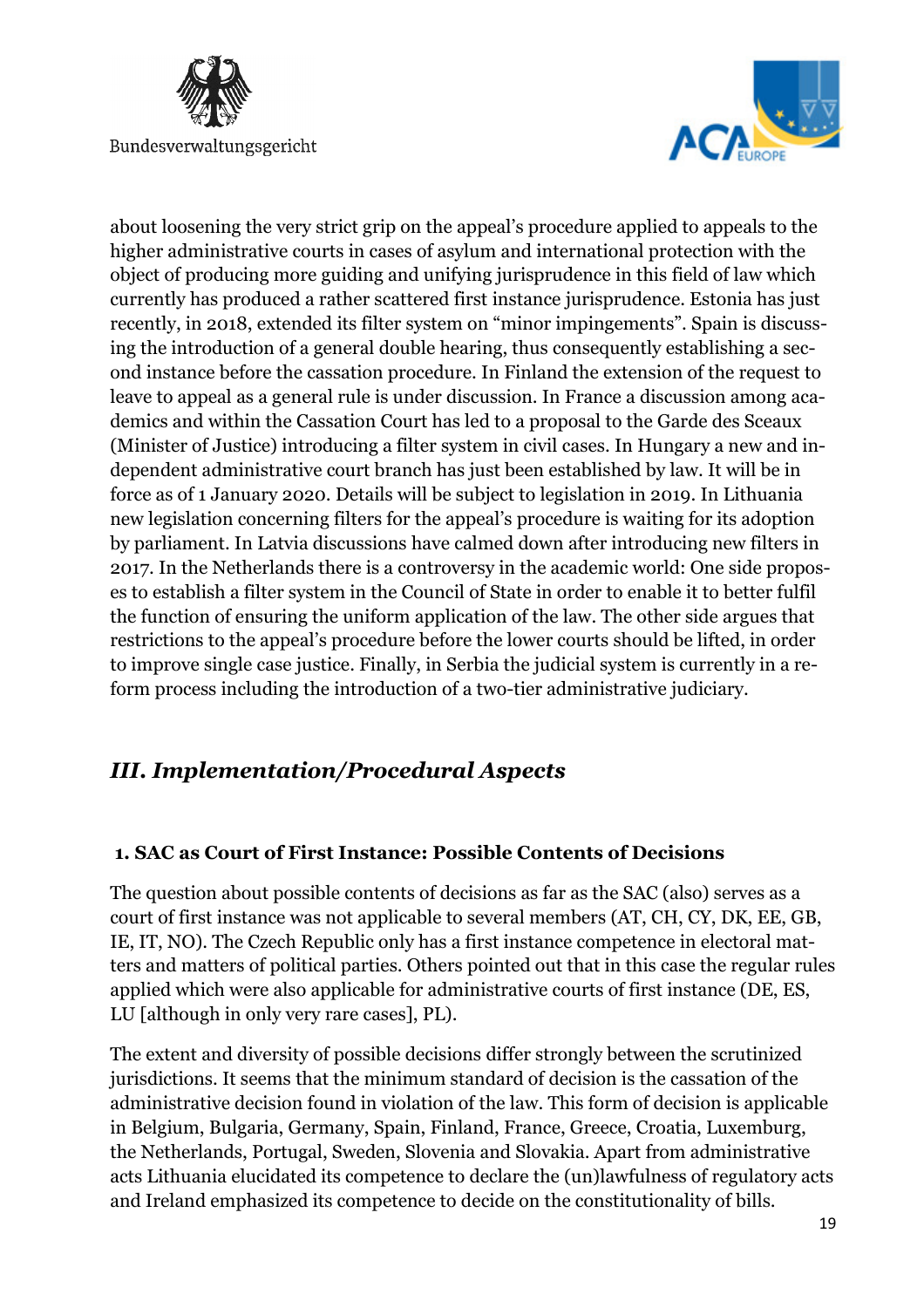about loosening the very strict grip on the appeal's procedure applied to appeals to the higher administrative courts in cases of asylum and international protection with the object of producing more guiding and unifying jurisprudence in this field of law which currently has produced a rather scattered first instance jurisprudence. Estonia has just recently, in 2018, extended its filter system on "minor impingements". Spain is discussing the introduction of a general double hearing, thus consequently establishing a second instance before the cassation procedure. In Finland the extension of the request to leave to appeal as a general rule is under discussion. In France a discussion among academics and within the Cassation Court has led to a proposal to the Garde des Sceaux (Minister of Justice) introducing a filter system in civil cases. In Hungary a new and independent administrative court branch has just been established by law. It will be in force as of 1 January 2020. Details will be subject to legislation in 2019. In Lithuania new legislation concerning filters for the appeal's procedure is waiting for its adoption by parliament. In Latvia discussions have calmed down after introducing new filters in 2017. In the Netherlands there is a controversy in the academic world: One side proposes to establish a filter system in the Council of State in order to enable it to better fulfil the function of ensuring the uniform application of the law. The other side argues that restrictions to the appeal's procedure before the lower courts should be lifted, in order to improve single case justice. Finally, in Serbia the judicial system is currently in a reform process including the introduction of a two-tier administrative judiciary.

## *III. Implementation/Procedural Aspects*

### 1. SAC as Court of First Instance: Possible Contents of Decisions

The question about possible contents of decisions as far as the SAC (also) serves as a court of first instance was not applicable to several members (AT, CH, CY, DK, EE, GB, IE, IT, NO). The Czech Republic only has a first instance competence in electoral matters and matters of political parties. Others pointed out that in this case the regular rules applied which were also applicable for administrative courts of first instance (DE, ES, LU [although in only very rare cases], PL).

The extent and diversity of possible decisions differ strongly between the scrutinized jurisdictions. It seems that the minimum standard of decision is the cassation of the administrative decision found in violation of the law. This form of decision is applicable in Belgium, Bulgaria, Germany, Spain, Finland, France, Greece, Croatia, Luxemburg, the Netherlands, Portugal, Sweden, Slovenia and Slovakia. Apart from administrative acts Lithuania elucidated its competence to declare the (un)lawfulness of regulatory acts and Ireland emphasized its competence to decide on the constitutionality of bills.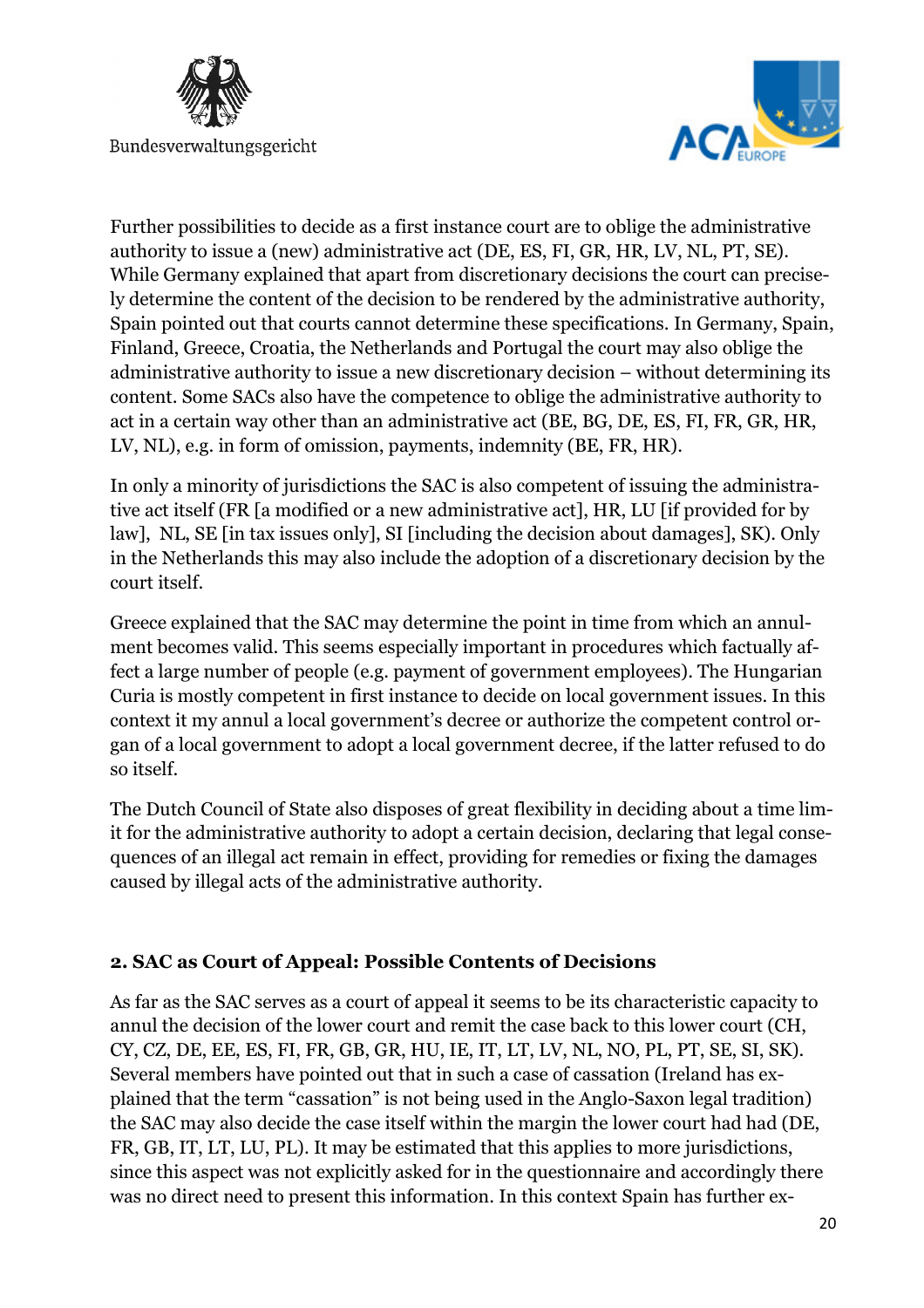Further possibilities to decide as a first instance court are to oblige the administrative authority to issue a (new) administrative act (DE, ES, FI, GR, HR, LV, NL, PT, SE). While Germany explained that apart from discretionary decisions the court can precisely determine the content of the decision to be rendered by the administrative authority, Spain pointed out that courts cannot determine these specifications. In Germany, Spain, Finland, Greece, Croatia, the Netherlands and Portugal the court may also oblige the administrative authority to issue a new discretionary decision – without determining its content. Some SACs also have the competence to oblige the administrative authority to act in a certain way other than an administrative act (BE, BG, DE, ES, FI, FR, GR, HR, LV, NL), e.g. in form of omission, payments, indemnity (BE, FR, HR).

In only a minority of jurisdictions the SAC is also competent of issuing the administrative act itself (FR [a modified or a new administrative act], HR, LU [if provided for by law], NL, SE [in tax issues only], SI [including the decision about damages], SK). Only in the Netherlands this may also include the adoption of a discretionary decision by the court itself.

Greece explained that the SAC may determine the point in time from which an annulment becomes valid. This seems especially important in procedures which factually affect a large number of people (e.g. payment of government employees). The Hungarian Curia is mostly competent in first instance to decide on local government issues. In this context it my annul a local government's decree or authorize the competent control organ of a local government to adopt a local government decree, if the latter refused to do so itself.

The Dutch Council of State also disposes of great flexibility in deciding about a time limit for the administrative authority to adopt a certain decision, declaring that legal consequences of an illegal act remain in effect, providing for remedies or fixing the damages caused by illegal acts of the administrative authority.

## 2. SAC as Court of Appeal: Possible Contents of Decisions

As far as the SAC serves as a court of appeal it seems to be its characteristic capacity to annul the decision of the lower court and remit the case back to this lower court (CH, CY, CZ, DE, EE, ES, FI, FR, GB, GR, HU, IE, IT, LT, LV, NL, NO, PL, PT, SE, SI, SK). Several members have pointed out that in such a case of cassation (Ireland has explained that the term "cassation" is not being used in the Anglo-Saxon legal tradition) the SAC may also decide the case itself within the margin the lower court had had (DE, FR, GB, IT, LT, LU, PL). It may be estimated that this applies to more jurisdictions, since this aspect was not explicitly asked for in the questionnaire and accordingly there was no direct need to present this information. In this context Spain has further ex-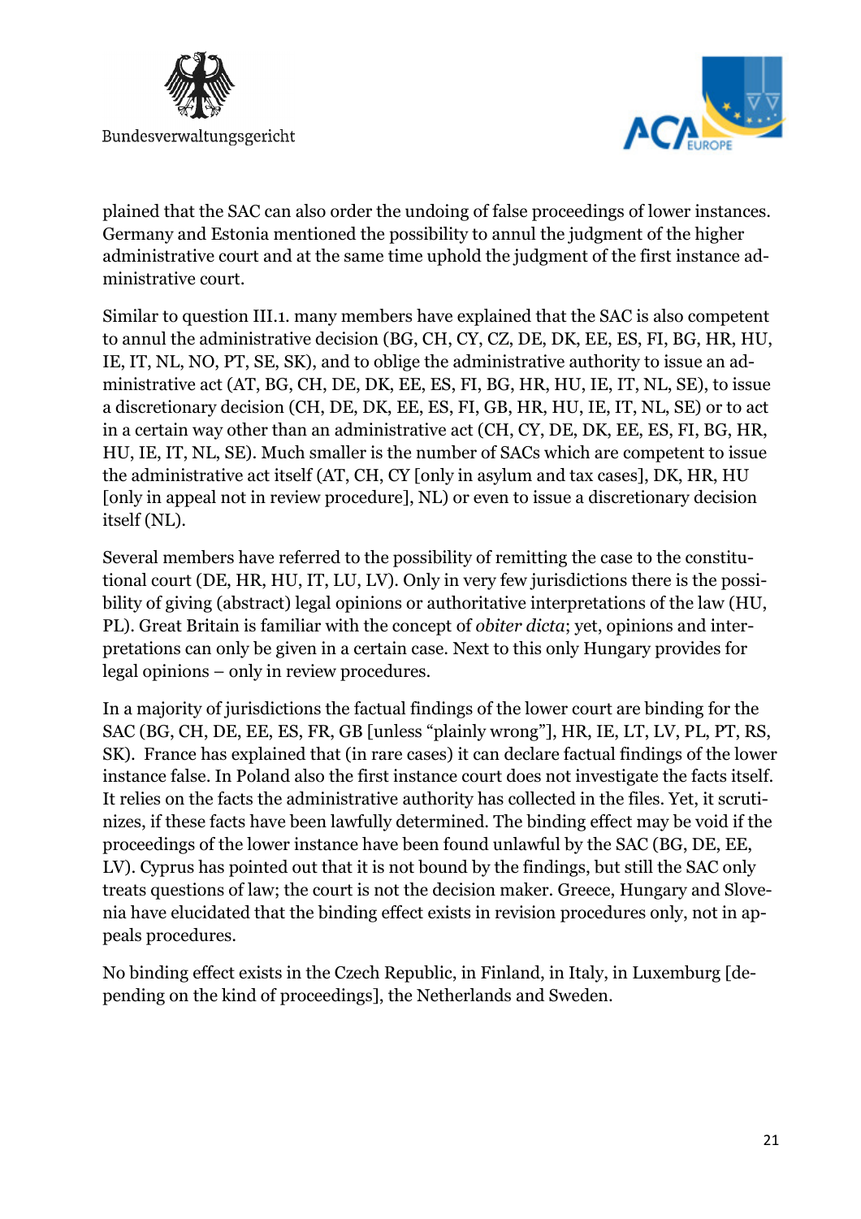plained that the SAC can also order the undoing of false proceedings of lower instances. Germany and Estonia mentioned the possibility to annul the judgment of the higher administrative court and at the same time uphold the judgment of the first instance administrative court.

Similar to question III.1. many members have explained that the SAC is also competent to annul the administrative decision (BG, CH, CY, CZ, DE, DK, EE, ES, FI, BG, HR, HU, IE, IT, NL, NO, PT, SE, SK), and to oblige the administrative authority to issue an administrative act (AT, BG, CH, DE, DK, EE, ES, FI, BG, HR, HU, IE, IT, NL, SE), to issue a discretionary decision (CH, DE, DK, EE, ES, FI, GB, HR, HU, IE, IT, NL, SE) or to act in a certain way other than an administrative act (CH, CY, DE, DK, EE, ES, FI, BG, HR, HU, IE, IT, NL, SE). Much smaller is the number of SACs which are competent to issue the administrative act itself (AT, CH, CY [only in asylum and tax cases], DK, HR, HU [only in appeal not in review procedure], NL) or even to issue a discretionary decision itself (NL).

Several members have referred to the possibility of remitting the case to the constitutional court (DE, HR, HU, IT, LU, LV). Only in very few jurisdictions there is the possibility of giving (abstract) legal opinions or authoritative interpretations of the law (HU, PL). Great Britain is familiar with the concept of *obiter dicta*; yet, opinions and interpretations can only be given in a certain case. Next to this only Hungary provides for legal opinions – only in review procedures.

In a majority of jurisdictions the factual findings of the lower court are binding for the SAC (BG, CH, DE, EE, ES, FR, GB [unless "plainly wrong"], HR, IE, LT, LV, PL, PT, RS, SK). France has explained that (in rare cases) it can declare factual findings of the lower instance false. In Poland also the first instance court does not investigate the facts itself. It relies on the facts the administrative authority has collected in the files. Yet, it scrutinizes, if these facts have been lawfully determined. The binding effect may be void if the proceedings of the lower instance have been found unlawful by the SAC (BG, DE, EE, LV). Cyprus has pointed out that it is not bound by the findings, but still the SAC only treats questions of law; the court is not the decision maker. Greece, Hungary and Slovenia have elucidated that the binding effect exists in revision procedures only, not in appeals procedures.

No binding effect exists in the Czech Republic, in Finland, in Italy, in Luxemburg [depending on the kind of proceedings], the Netherlands and Sweden.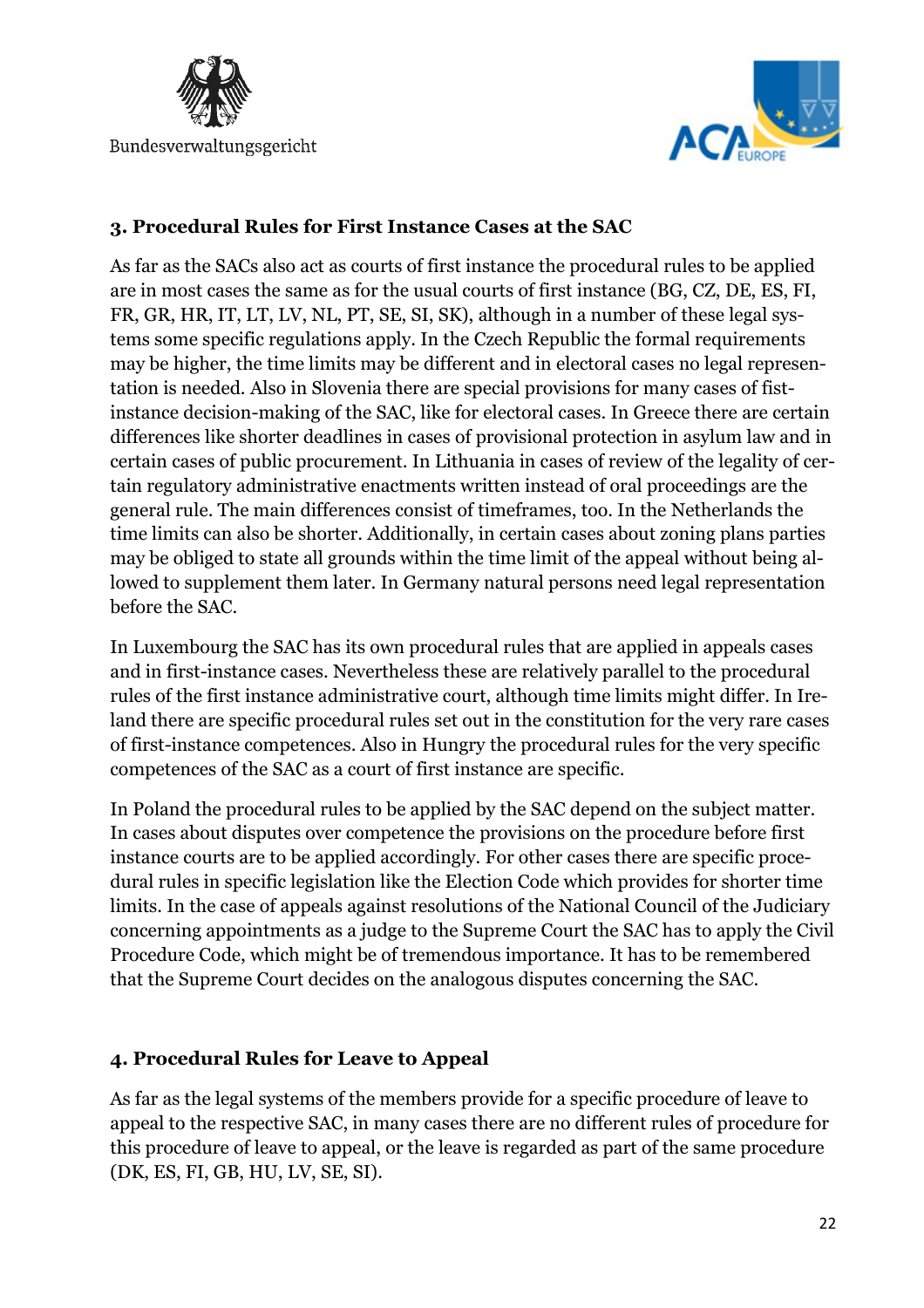## 3. Procedural Rules for First Instance Cases at the SAC

As far as the SACs also act as courts of first instance the procedural rules to be applied are in most cases the same as for the usual courts of first instance (BG, CZ, DE, ES, FI, FR, GR, HR, IT, LT, LV, NL, PT, SE, SI, SK), although in a number of these legal systems some specific regulations apply. In the Czech Republic the formal requirements may be higher, the time limits may be different and in electoral cases no legal representation is needed. Also in Slovenia there are special provisions for many cases of fist-instance decision-making of the SAC, like for electoral cases. In Greece there are certain differences like shorter deadlines in cases of provisional protection in asylum law and in certain cases of public procurement. In Lithuania in cases of review of the legality of certain regulatory administrative enactments written instead of oral proceedings are the general rule. The main differences consist of timeframes, too. In the Netherlands the time limits can also be shorter. Additionally, in certain cases about zoning plans parties may be obliged to state all grounds within the time limit of the appeal without being allowed to supplement them later. In Germany natural persons need legal representation before the SAC.

In Luxembourg the SAC has its own procedural rules that are applied in appeals cases and in first-instance cases. Nevertheless these are relatively parallel to the procedural rules of the first instance administrative court, although time limits might differ. In Ireland there are specific procedural rules set out in the constitution for the very rare cases of first-instance competences. Also in Hungry the procedural rules for the very specific competences of the SAC as a court of first instance are specific.

In Poland the procedural rules to be applied by the SAC depend on the subject matter. In cases about disputes over competence the provisions on the procedure before first instance courts are to be applied accordingly. For other cases there are specific procedural rules in specific legislation like the Election Code which provides for shorter time limits. In the case of appeals against resolutions of the National Council of the Judiciary concerning appointments as a judge to the Supreme Court the SAC has to apply the Civil Procedure Code, which might be of tremendous importance. It has to be remembered that the Supreme Court decides on the analogous disputes concerning the SAC.

## 4. Procedural Rules for Leave to Appeal

As far as the legal systems of the members provide for a specific procedure of leave to appeal to the respective SAC, in many cases there are no different rules of procedure for this procedure of leave to appeal, or the leave is regarded as part of the same procedure (DK, ES, FI, GB, HU, LV, SE, SI).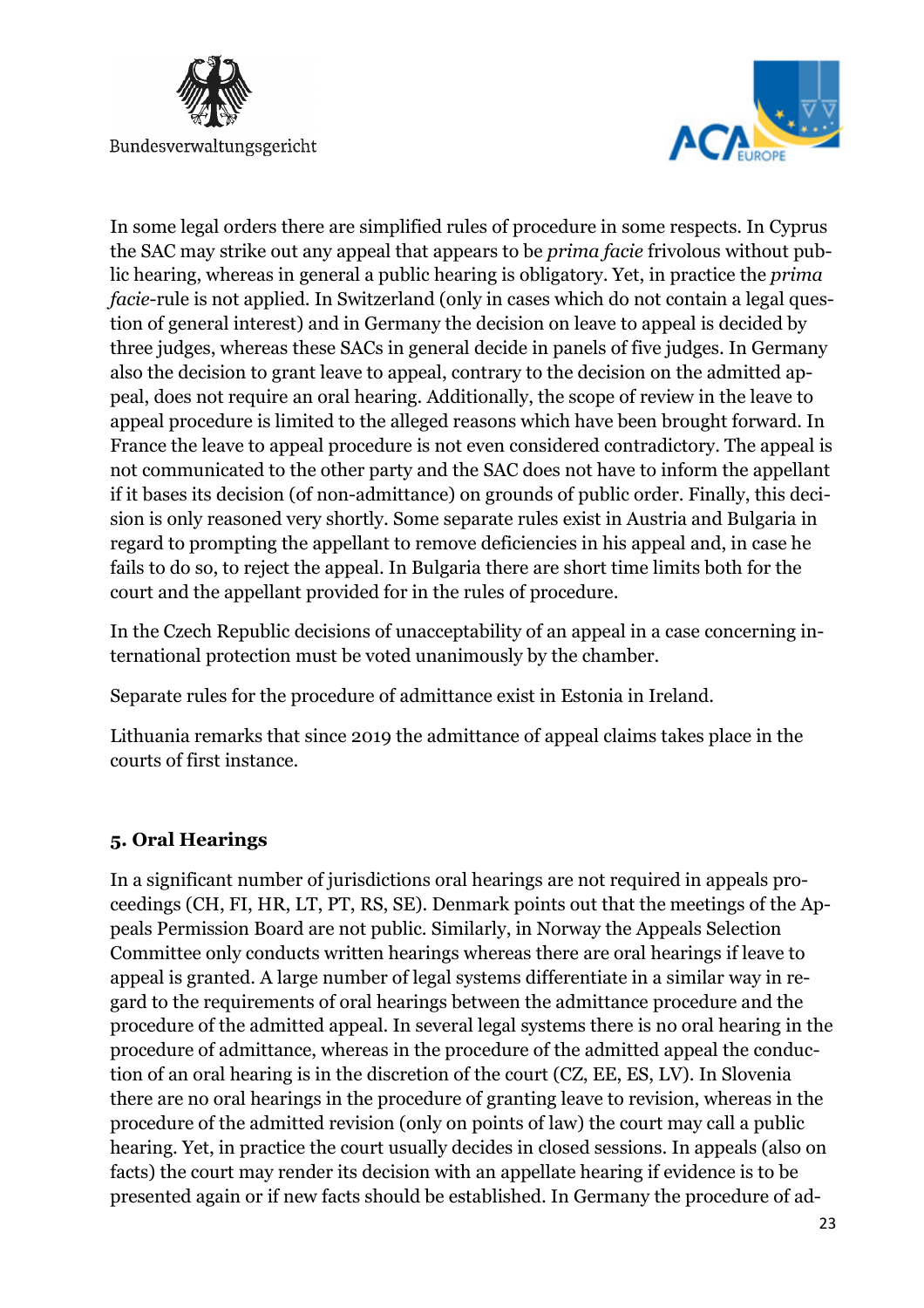In some legal orders there are simplified rules of procedure in some respects. In Cyprus the SAC may strike out any appeal that appears to be *prima facie* frivolous without public hearing, whereas in general a public hearing is obligatory. Yet, in practice the *prima facie*-rule is not applied. In Switzerland (only in cases which do not contain a legal question of general interest) and in Germany the decision on leave to appeal is decided by three judges, whereas these SACs in general decide in panels of five judges. In Germany also the decision to grant leave to appeal, contrary to the decision on the admitted appeal, does not require an oral hearing. Additionally, the scope of review in the leave to appeal procedure is limited to the alleged reasons which have been brought forward. In France the leave to appeal procedure is not even considered contradictory. The appeal is not communicated to the other party and the SAC does not have to inform the appellant if it bases its decision (of non-admittance) on grounds of public order. Finally, this decision is only reasoned very shortly. Some separate rules exist in Austria and Bulgaria in regard to prompting the appellant to remove deficiencies in his appeal and, in case he fails to do so, to reject the appeal. In Bulgaria there are short time limits both for the court and the appellant provided for in the rules of procedure.

In the Czech Republic decisions of unacceptability of an appeal in a case concerning international protection must be voted unanimously by the chamber.

Separate rules for the procedure of admittance exist in Estonia in Ireland.

Lithuania remarks that since 2019 the admittance of appeal claims takes place in the courts of first instance.

## 5. Oral Hearings

In a significant number of jurisdictions oral hearings are not required in appeals proceedings (CH, FI, HR, LT, PT, RS, SE). Denmark points out that the meetings of the Appeals Permission Board are not public. Similarly, in Norway the Appeals Selection Committee only conducts written hearings whereas there are oral hearings if leave to appeal is granted. A large number of legal systems differentiate in a similar way in regard to the requirements of oral hearings between the admittance procedure and the procedure of the admitted appeal. In several legal systems there is no oral hearing in the procedure of admittance, whereas in the procedure of the admitted appeal the conduction of an oral hearing is in the discretion of the court (CZ, EE, ES, LV). In Slovenia there are no oral hearings in the procedure of granting leave to revision, whereas in the procedure of the admitted revision (only on points of law) the court may call a public hearing. Yet, in practice the court usually decides in closed sessions. In appeals (also on facts) the court may render its decision with an appellate hearing if evidence is to be presented again or if new facts should be established. In Germany the procedure of ad-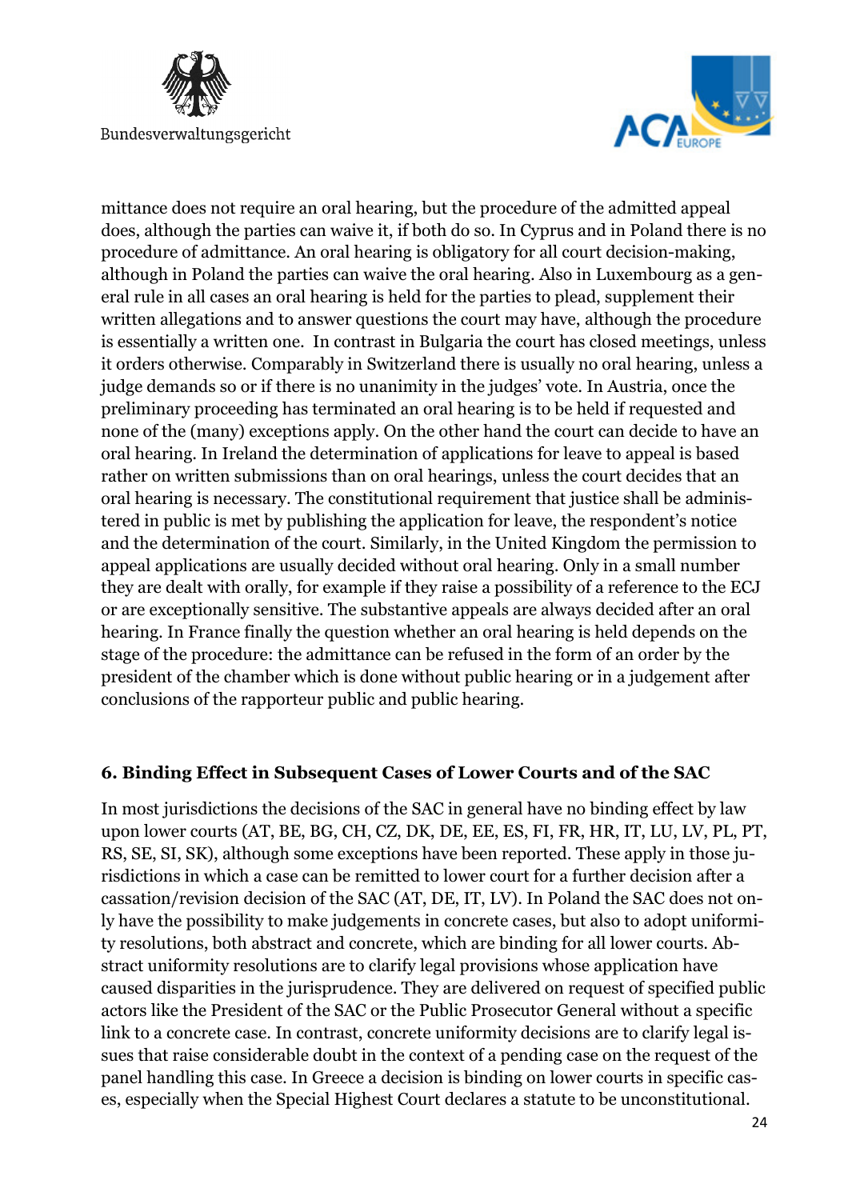mittance does not require an oral hearing, but the procedure of the admitted appeal does, although the parties can waive it, if both do so. In Cyprus and in Poland there is no procedure of admittance. An oral hearing is obligatory for all court decision-making, although in Poland the parties can waive the oral hearing. Also in Luxembourg as a general rule in all cases an oral hearing is held for the parties to plead, supplement their written allegations and to answer questions the court may have, although the procedure is essentially a written one. In contrast in Bulgaria the court has closed meetings, unless it orders otherwise. Comparably in Switzerland there is usually no oral hearing, unless a judge demands so or if there is no unanimity in the judges' vote. In Austria, once the preliminary proceeding has terminated an oral hearing is to be held if requested and none of the (many) exceptions apply. On the other hand the court can decide to have an oral hearing. In Ireland the determination of applications for leave to appeal is based rather on written submissions than on oral hearings, unless the court decides that an oral hearing is necessary. The constitutional requirement that justice shall be administered in public is met by publishing the application for leave, the respondent's notice and the determination of the court. Similarly, in the United Kingdom the permission to appeal applications are usually decided without oral hearing. Only in a small number they are dealt with orally, for example if they raise a possibility of a reference to the ECJ or are exceptionally sensitive. The substantive appeals are always decided after an oral hearing. In France finally the question whether an oral hearing is held depends on the stage of the procedure: the admittance can be refused in the form of an order by the president of the chamber which is done without public hearing or in a judgement after conclusions of the rapporteur public and public hearing.

## 6. Binding Effect in Subsequent Cases of Lower Courts and of the SAC

In most jurisdictions the decisions of the SAC in general have no binding effect by law upon lower courts (AT, BE, BG, CH, CZ, DK, DE, EE, ES, FI, FR, HR, IT, LU, LV, PL, PT, RS, SE, SI, SK), although some exceptions have been reported. These apply in those jurisdictions in which a case can be remitted to lower court for a further decision after a cassation/revision decision of the SAC (AT, DE, IT, LV). In Poland the SAC does not only have the possibility to make judgements in concrete cases, but also to adopt uniformity resolutions, both abstract and concrete, which are binding for all lower courts. Abstract uniformity resolutions are to clarify legal provisions whose application have caused disparities in the jurisprudence. They are delivered on request of specified public actors like the President of the SAC or the Public Prosecutor General without a specific link to a concrete case. In contrast, concrete uniformity decisions are to clarify legal issues that raise considerable doubt in the context of a pending case on the request of the panel handling this case. In Greece a decision is binding on lower courts in specific cases, especially when the Special Highest Court declares a statute to be unconstitutional.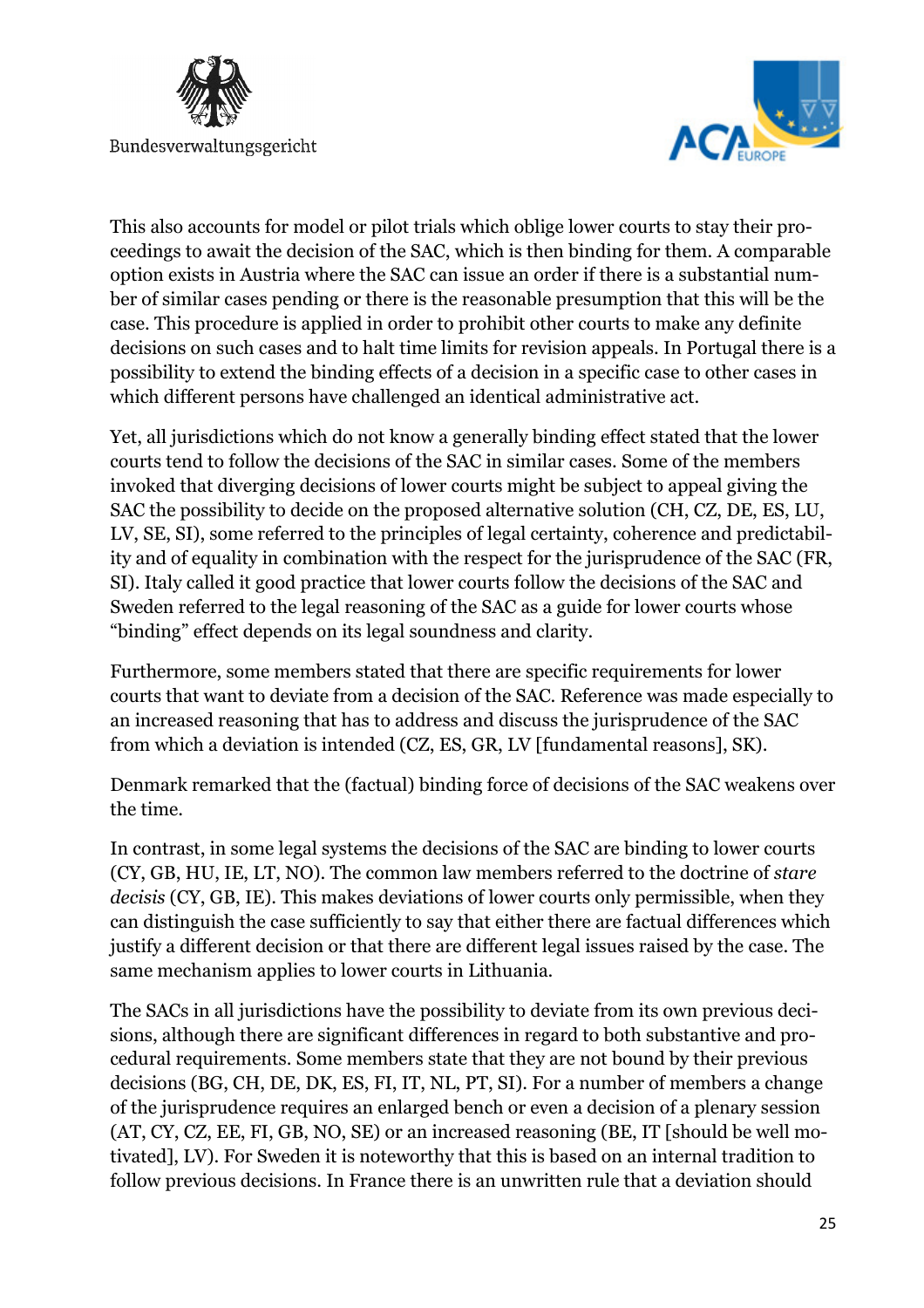This also accounts for model or pilot trials which oblige lower courts to stay their proceedings to await the decision of the SAC, which is then binding for them. A comparable option exists in Austria where the SAC can issue an order if there is a substantial number of similar cases pending or there is the reasonable presumption that this will be the case. This procedure is applied in order to prohibit other courts to make any definite decisions on such cases and to halt time limits for revision appeals. In Portugal there is a possibility to extend the binding effects of a decision in a specific case to other cases in which different persons have challenged an identical administrative act.

Yet, all jurisdictions which do not know a generally binding effect stated that the lower courts tend to follow the decisions of the SAC in similar cases. Some of the members invoked that diverging decisions of lower courts might be subject to appeal giving the SAC the possibility to decide on the proposed alternative solution (CH, CZ, DE, ES, LU, LV, SE, SI), some referred to the principles of legal certainty, coherence and predictability and of equality in combination with the respect for the jurisprudence of the SAC (FR, SI). Italy called it good practice that lower courts follow the decisions of the SAC and Sweden referred to the legal reasoning of the SAC as a guide for lower courts whose "binding" effect depends on its legal soundness and clarity.

Furthermore, some members stated that there are specific requirements for lower courts that want to deviate from a decision of the SAC. Reference was made especially to an increased reasoning that has to address and discuss the jurisprudence of the SAC from which a deviation is intended (CZ, ES, GR, LV [fundamental reasons], SK).

Denmark remarked that the (factual) binding force of decisions of the SAC weakens over the time.

In contrast, in some legal systems the decisions of the SAC are binding to lower courts (CY, GB, HU, IE, LT, NO). The common law members referred to the doctrine of *stare decisis* (CY, GB, IE). This makes deviations of lower courts only permissible, when they can distinguish the case sufficiently to say that either there are factual differences which justify a different decision or that there are different legal issues raised by the case. The same mechanism applies to lower courts in Lithuania.

The SACs in all jurisdictions have the possibility to deviate from its own previous decisions, although there are significant differences in regard to both substantive and procedural requirements. Some members state that they are not bound by their previous decisions (BG, CH, DE, DK, ES, FI, IT, NL, PT, SI). For a number of members a change of the jurisprudence requires an enlarged bench or even a decision of a plenary session (AT, CY, CZ, EE, FI, GB, NO, SE) or an increased reasoning (BE, IT [should be well motivated], LV). For Sweden it is noteworthy that this is based on an internal tradition to follow previous decisions. In France there is an unwritten rule that a deviation should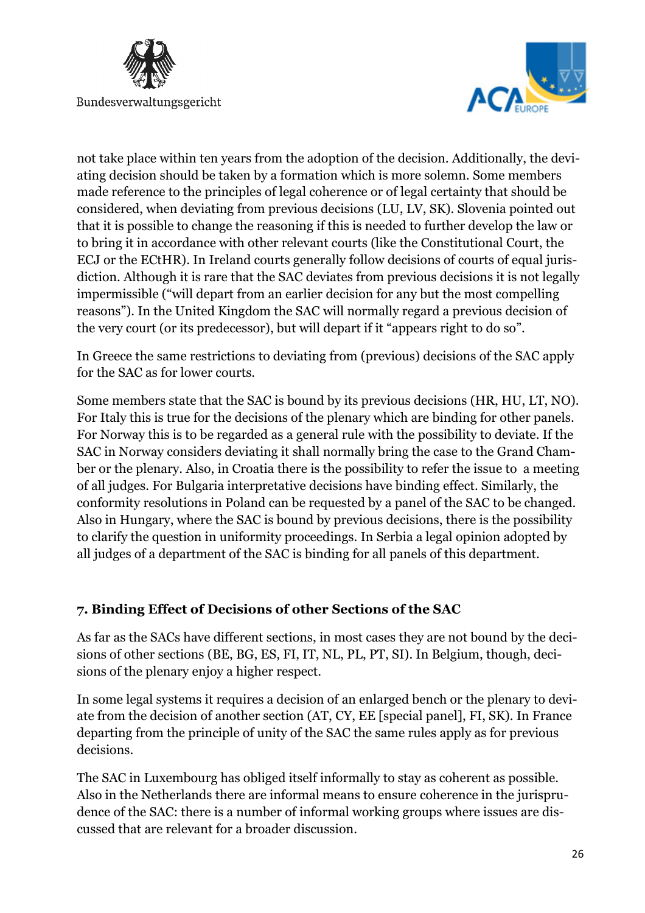not take place within ten years from the adoption of the decision. Additionally, the deviating decision should be taken by a formation which is more solemn. Some members made reference to the principles of legal coherence or of legal certainty that should be considered, when deviating from previous decisions (LU, LV, SK). Slovenia pointed out that it is possible to change the reasoning if this is needed to further develop the law or to bring it in accordance with other relevant courts (like the Constitutional Court, the ECJ or the ECtHR). In Ireland courts generally follow decisions of courts of equal jurisdiction. Although it is rare that the SAC deviates from previous decisions it is not legally impermissible ("will depart from an earlier decision for any but the most compelling reasons"). In the United Kingdom the SAC will normally regard a previous decision of the very court (or its predecessor), but will depart if it "appears right to do so".

In Greece the same restrictions to deviating from (previous) decisions of the SAC apply for the SAC as for lower courts.

Some members state that the SAC is bound by its previous decisions (HR, HU, LT, NO). For Italy this is true for the decisions of the plenary which are binding for other panels. For Norway this is to be regarded as a general rule with the possibility to deviate. If the SAC in Norway considers deviating it shall normally bring the case to the Grand Chamber or the plenary. Also, in Croatia there is the possibility to refer the issue to a meeting of all judges. For Bulgaria interpretative decisions have binding effect. Similarly, the conformity resolutions in Poland can be requested by a panel of the SAC to be changed. Also in Hungary, where the SAC is bound by previous decisions, there is the possibility to clarify the question in uniformity proceedings. In Serbia a legal opinion adopted by all judges of a department of the SAC is binding for all panels of this department.

## 7. Binding Effect of Decisions of other Sections of the SAC

As far as the SACs have different sections, in most cases they are not bound by the decisions of other sections (BE, BG, ES, FI, IT, NL, PL, PT, SI). In Belgium, though, decisions of the plenary enjoy a higher respect.

In some legal systems it requires a decision of an enlarged bench or the plenary to deviate from the decision of another section (AT, CY, EE [special panel], FI, SK). In France departing from the principle of unity of the SAC the same rules apply as for previous decisions.

The SAC in Luxembourg has obliged itself informally to stay as coherent as possible. Also in the Netherlands there are informal means to ensure coherence in the jurisprudence of the SAC: there is a number of informal working groups where issues are discussed that are relevant for a broader discussion.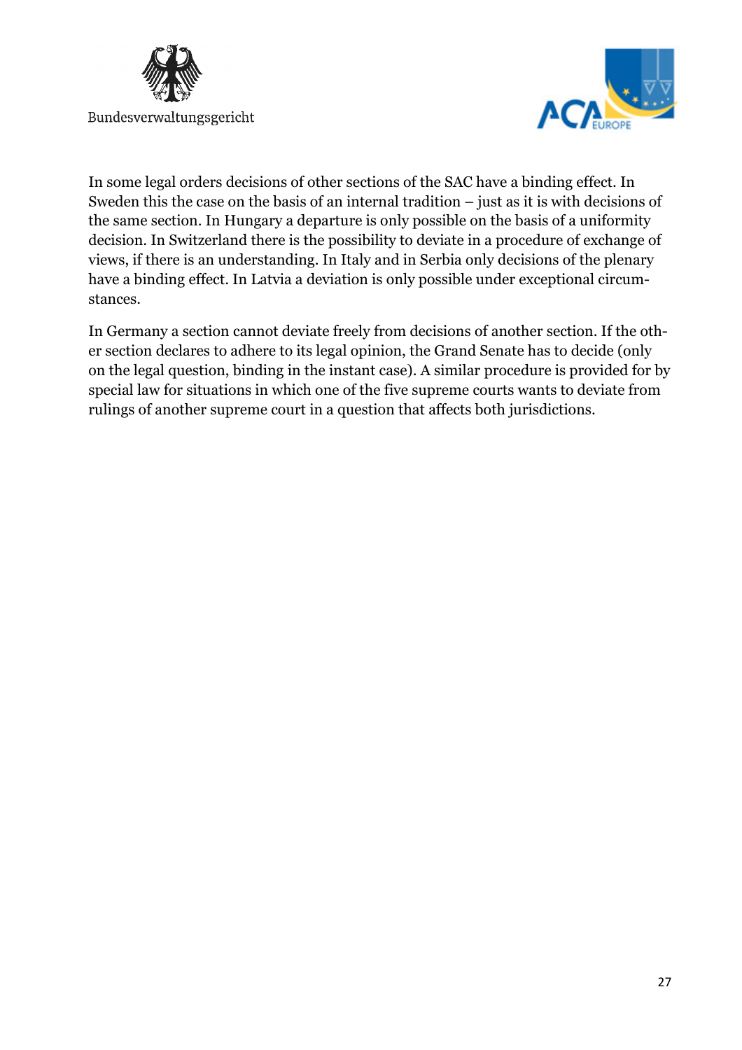In some legal orders decisions of other sections of the SAC have a binding effect. In Sweden this the case on the basis of an internal tradition – just as it is with decisions of the same section. In Hungary a departure is only possible on the basis of a uniformity decision. In Switzerland there is the possibility to deviate in a procedure of exchange of views, if there is an understanding. In Italy and in Serbia only decisions of the plenary have a binding effect. In Latvia a deviation is only possible under exceptional circumstances.

In Germany a section cannot deviate freely from decisions of another section. If the other section declares to adhere to its legal opinion, the Grand Senate has to decide (only on the legal question, binding in the instant case). A similar procedure is provided for by special law for situations in which one of the five supreme courts wants to deviate from rulings of another supreme court in a question that affects both jurisdictions.